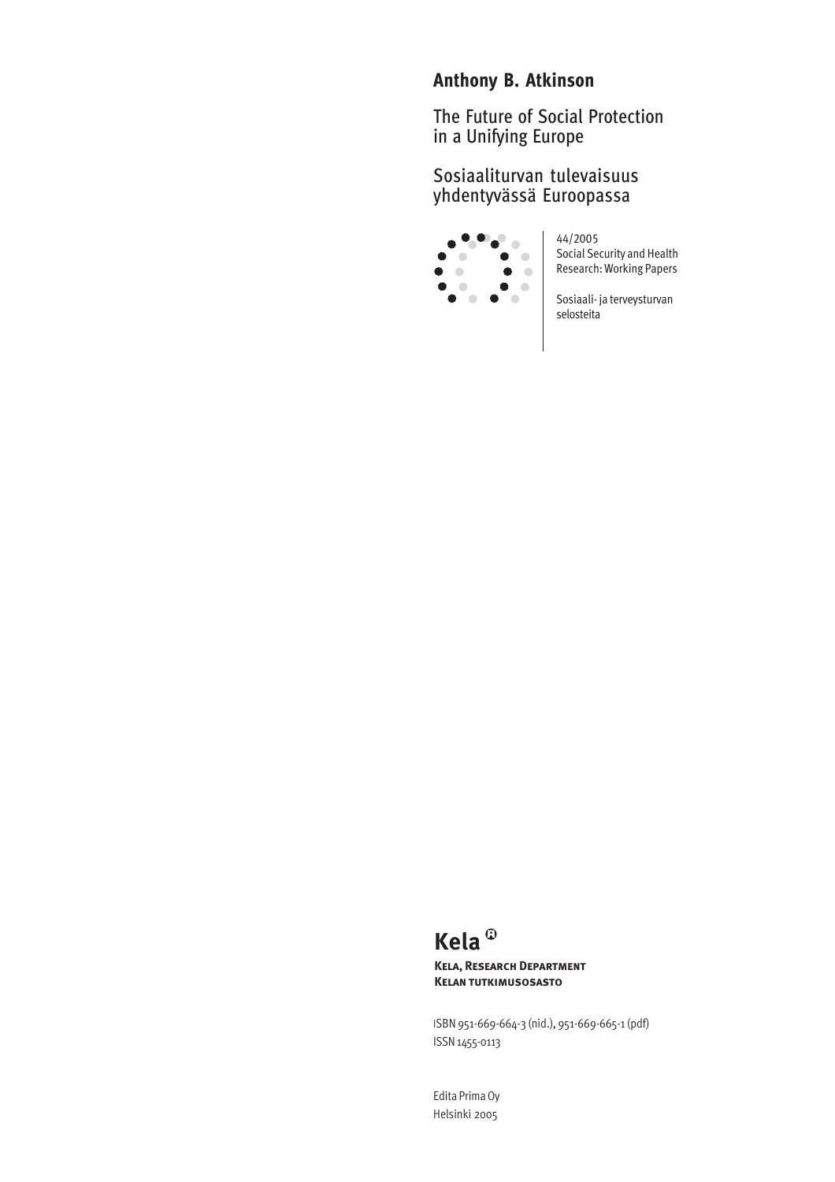**Anthony B. Atkinson**

# The Future of Social Protection in a Unifying Europe

# Sosiaaliturvan tulevaisuus yhdentyvässä Euroopassa

44/2005
Social Security and Health Research: Working Papers

Sosiaali- ja terveysturvan selosteita

**Kela**

**Kela, Research Department**
**Kelan tutkimusosasto**

ISBN 951-669-664-3 (nid.), 951-669-665-1 (pdf)
ISSN 1455-0113

Edita Prima Oy
Helsinki 2005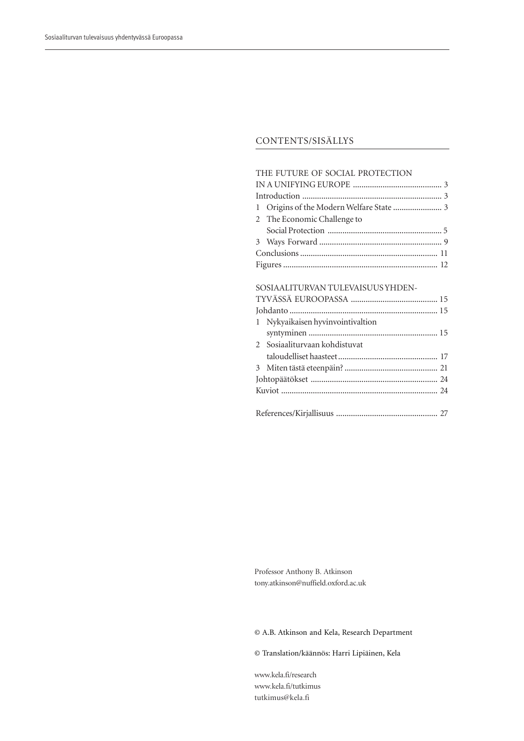## CONTENTS/SISÄLLYS

THE FUTURE OF SOCIAL PROTECTION IN A UNIFYING EUROPE .......................................... 3
Introduction .................................................................. 3
1 Origins of the Modern Welfare State ....................... 3
2 The Economic Challenge to Social Protection ...................................................... 5
3 Ways Forward .......................................................... 9
Conclusions ................................................................. 11
Figures ......................................................................... 12

SOSIAALITURVAN TULEVAISUUS YHDENTYVÄSSÄ EUROOPASSA ......................................... 15
Johdanto ...................................................................... 15
1 Nykyaikaisen hyvinvointivaltion syntyminen ............................................................. 15
2 Sosiaaliturvaan kohdistuvat taloudelliset haasteet............................................... 17
3 Miten tästä eteenpäin? ............................................ 21
Johtopäätökset ............................................................ 24
Kuviot .......................................................................... 24

References/Kirjallisuus ................................................ 27

Professor Anthony B. Atkinson
tony.atkinson@nuffield.oxford.ac.uk

© A.B. Atkinson and Kela, Research Department

© Translation/käännös: Harri Lipiäinen, Kela

www.kela.fi/research
www.kela.fi/tutkimus
tutkimus@kela.fi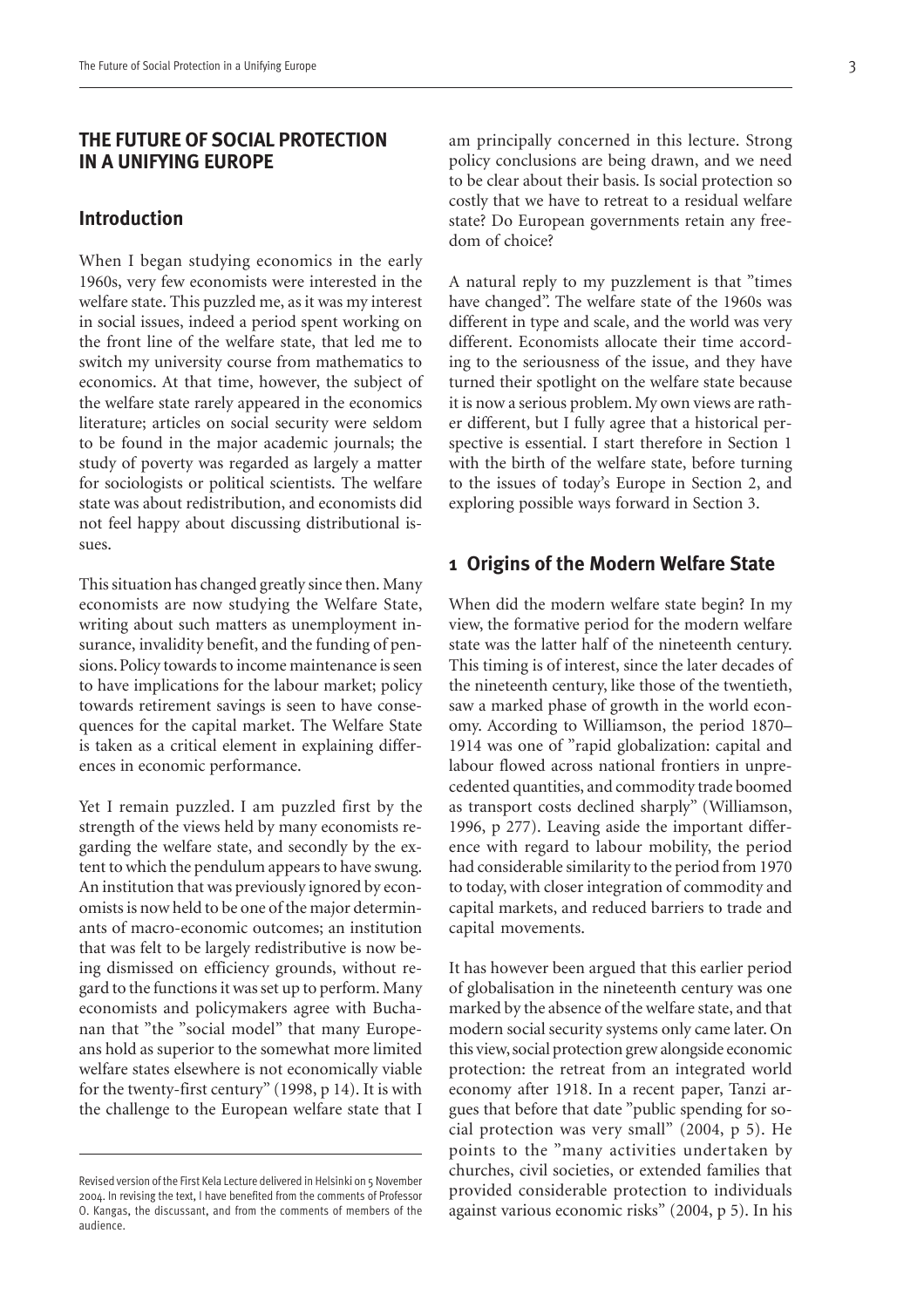# THE FUTURE OF SOCIAL PROTECTION IN A UNIFYING EUROPE

## Introduction

When I began studying economics in the early 1960s, very few economists were interested in the welfare state. This puzzled me, as it was my interest in social issues, indeed a period spent working on the front line of the welfare state, that led me to switch my university course from mathematics to economics. At that time, however, the subject of the welfare state rarely appeared in the economics literature; articles on social security were seldom to be found in the major academic journals; the study of poverty was regarded as largely a matter for sociologists or political scientists. The welfare state was about redistribution, and economists did not feel happy about discussing distributional issues.

This situation has changed greatly since then. Many economists are now studying the Welfare State, writing about such matters as unemployment insurance, invalidity benefit, and the funding of pensions. Policy towards to income maintenance is seen to have implications for the labour market; policy towards retirement savings is seen to have consequences for the capital market. The Welfare State is taken as a critical element in explaining differences in economic performance.

Yet I remain puzzled. I am puzzled first by the strength of the views held by many economists regarding the welfare state, and secondly by the extent to which the pendulum appears to have swung. An institution that was previously ignored by economists is now held to be one of the major determinants of macro-economic outcomes; an institution that was felt to be largely redistributive is now being dismissed on efficiency grounds, without regard to the functions it was set up to perform. Many economists and policymakers agree with Buchanan that "the "social model" that many Europeans hold as superior to the somewhat more limited welfare states elsewhere is not economically viable for the twenty-first century" (1998, p 14). It is with the challenge to the European welfare state that I am principally concerned in this lecture. Strong policy conclusions are being drawn, and we need to be clear about their basis. Is social protection so costly that we have to retreat to a residual welfare state? Do European governments retain any freedom of choice?

A natural reply to my puzzlement is that "times have changed". The welfare state of the 1960s was different in type and scale, and the world was very different. Economists allocate their time according to the seriousness of the issue, and they have turned their spotlight on the welfare state because it is now a serious problem. My own views are rather different, but I fully agree that a historical perspective is essential. I start therefore in Section 1 with the birth of the welfare state, before turning to the issues of today's Europe in Section 2, and exploring possible ways forward in Section 3.

## 1 Origins of the Modern Welfare State

When did the modern welfare state begin? In my view, the formative period for the modern welfare state was the latter half of the nineteenth century. This timing is of interest, since the later decades of the nineteenth century, like those of the twentieth, saw a marked phase of growth in the world economy. According to Williamson, the period 1870–1914 was one of "rapid globalization: capital and labour flowed across national frontiers in unprecedented quantities, and commodity trade boomed as transport costs declined sharply" (Williamson, 1996, p 277). Leaving aside the important difference with regard to labour mobility, the period had considerable similarity to the period from 1970 to today, with closer integration of commodity and capital markets, and reduced barriers to trade and capital movements.

It has however been argued that this earlier period of globalisation in the nineteenth century was one marked by the absence of the welfare state, and that modern social security systems only came later. On this view, social protection grew alongside economic protection: the retreat from an integrated world economy after 1918. In a recent paper, Tanzi argues that before that date "public spending for social protection was very small" (2004, p 5). He points to the "many activities undertaken by churches, civil societies, or extended families that provided considerable protection to individuals against various economic risks" (2004, p 5). In his

Revised version of the First Kela Lecture delivered in Helsinki on 5 November 2004. In revising the text, I have benefited from the comments of Professor O. Kangas, the discussant, and from the comments of members of the audience.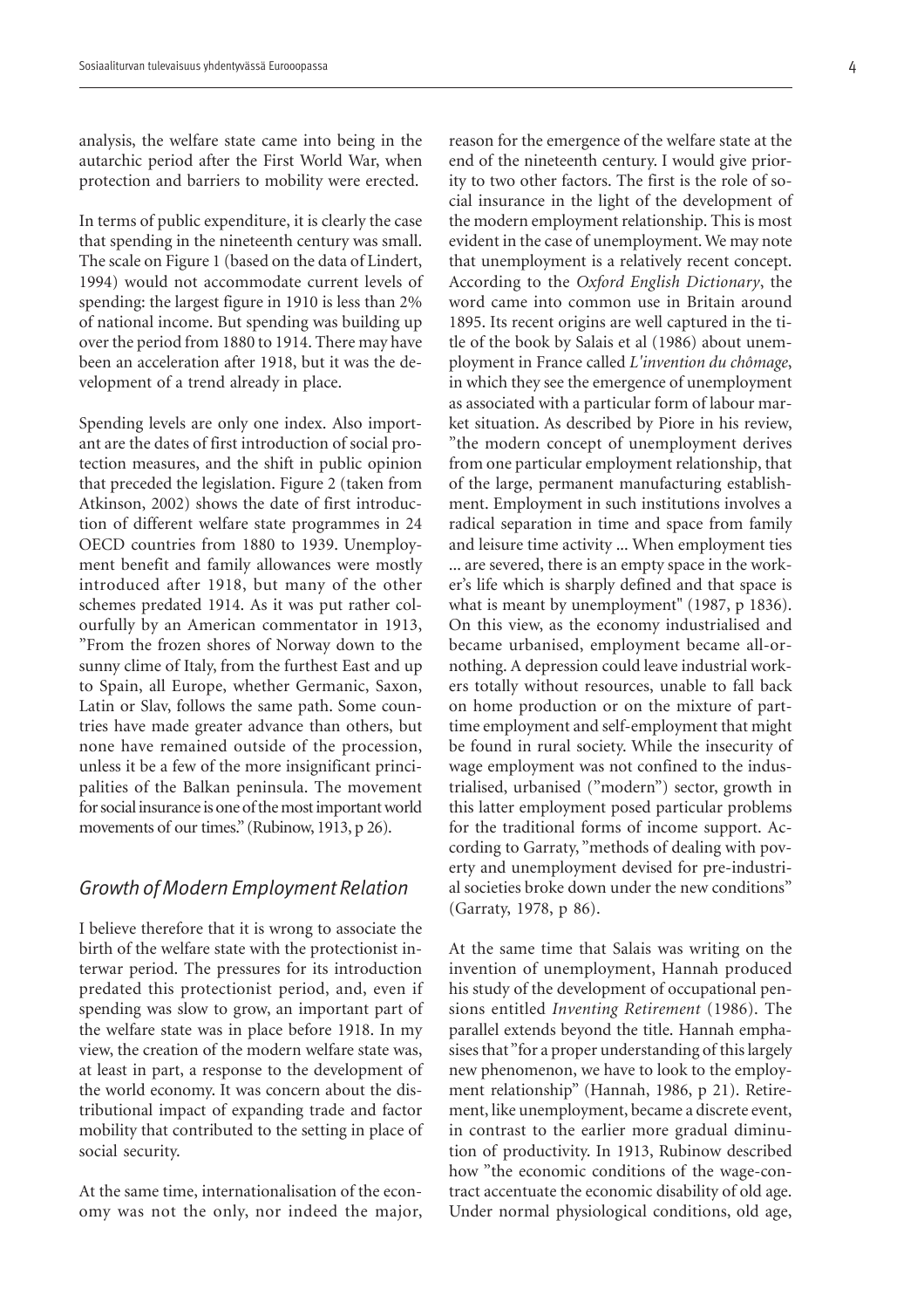analysis, the welfare state came into being in the autarchic period after the First World War, when protection and barriers to mobility were erected.

In terms of public expenditure, it is clearly the case that spending in the nineteenth century was small. The scale on Figure 1 (based on the data of Lindert, 1994) would not accommodate current levels of spending: the largest figure in 1910 is less than 2% of national income. But spending was building up over the period from 1880 to 1914. There may have been an acceleration after 1918, but it was the development of a trend already in place.

Spending levels are only one index. Also important are the dates of first introduction of social protection measures, and the shift in public opinion that preceded the legislation. Figure 2 (taken from Atkinson, 2002) shows the date of first introduction of different welfare state programmes in 24 OECD countries from 1880 to 1939. Unemployment benefit and family allowances were mostly introduced after 1918, but many of the other schemes predated 1914. As it was put rather colourfully by an American commentator in 1913, "From the frozen shores of Norway down to the sunny clime of Italy, from the furthest East and up to Spain, all Europe, whether Germanic, Saxon, Latin or Slav, follows the same path. Some countries have made greater advance than others, but none have remained outside of the procession, unless it be a few of the more insignificant principalities of the Balkan peninsula. The movement for social insurance is one of the most important world movements of our times." (Rubinow, 1913, p 26).

## *Growth of Modern Employment Relation*

I believe therefore that it is wrong to associate the birth of the welfare state with the protectionist interwar period. The pressures for its introduction predated this protectionist period, and, even if spending was slow to grow, an important part of the welfare state was in place before 1918. In my view, the creation of the modern welfare state was, at least in part, a response to the development of the world economy. It was concern about the distributional impact of expanding trade and factor mobility that contributed to the setting in place of social security.

At the same time, internationalisation of the economy was not the only, nor indeed the major, reason for the emergence of the welfare state at the end of the nineteenth century. I would give priority to two other factors. The first is the role of social insurance in the light of the development of the modern employment relationship. This is most evident in the case of unemployment. We may note that unemployment is a relatively recent concept. According to the *Oxford English Dictionary*, the word came into common use in Britain around 1895. Its recent origins are well captured in the title of the book by Salais et al (1986) about unemployment in France called *L'invention du chômage*, in which they see the emergence of unemployment as associated with a particular form of labour market situation. As described by Piore in his review, "the modern concept of unemployment derives from one particular employment relationship, that of the large, permanent manufacturing establishment. Employment in such institutions involves a radical separation in time and space from family and leisure time activity ... When employment ties ... are severed, there is an empty space in the worker's life which is sharply defined and that space is what is meant by unemployment" (1987, p 1836). On this view, as the economy industrialised and became urbanised, employment became all-or-nothing. A depression could leave industrial workers totally without resources, unable to fall back on home production or on the mixture of part-time employment and self-employment that might be found in rural society. While the insecurity of wage employment was not confined to the industrialised, urbanised ("modern") sector, growth in this latter employment posed particular problems for the traditional forms of income support. According to Garraty, "methods of dealing with poverty and unemployment devised for pre-industrial societies broke down under the new conditions" (Garraty, 1978, p 86).

At the same time that Salais was writing on the invention of unemployment, Hannah produced his study of the development of occupational pensions entitled *Inventing Retirement* (1986). The parallel extends beyond the title. Hannah emphasises that "for a proper understanding of this largely new phenomenon, we have to look to the employment relationship" (Hannah, 1986, p 21). Retirement, like unemployment, became a discrete event, in contrast to the earlier more gradual diminution of productivity. In 1913, Rubinow described how "the economic conditions of the wage-contract accentuate the economic disability of old age. Under normal physiological conditions, old age,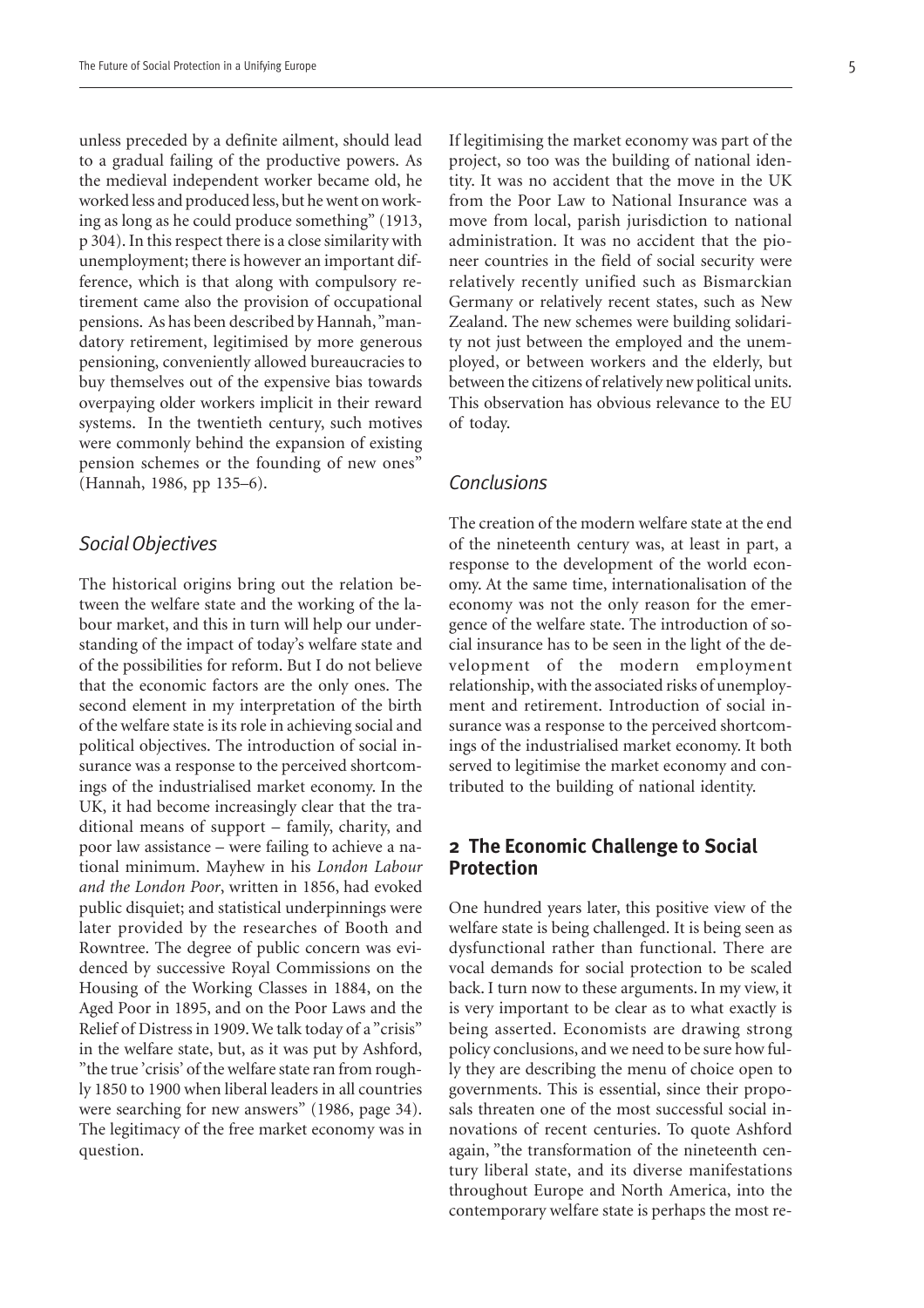unless preceded by a definite ailment, should lead to a gradual failing of the productive powers. As the medieval independent worker became old, he worked less and produced less, but he went on working as long as he could produce something" (1913, p 304). In this respect there is a close similarity with unemployment; there is however an important difference, which is that along with compulsory retirement came also the provision of occupational pensions. As has been described by Hannah, "mandatory retirement, legitimised by more generous pensioning, conveniently allowed bureaucracies to buy themselves out of the expensive bias towards overpaying older workers implicit in their reward systems. In the twentieth century, such motives were commonly behind the expansion of existing pension schemes or the founding of new ones" (Hannah, 1986, pp 135–6).

### *Social Objectives*

The historical origins bring out the relation between the welfare state and the working of the labour market, and this in turn will help our understanding of the impact of today's welfare state and of the possibilities for reform. But I do not believe that the economic factors are the only ones. The second element in my interpretation of the birth of the welfare state is its role in achieving social and political objectives. The introduction of social insurance was a response to the perceived shortcomings of the industrialised market economy. In the UK, it had become increasingly clear that the traditional means of support – family, charity, and poor law assistance – were failing to achieve a national minimum. Mayhew in his *London Labour and the London Poor*, written in 1856, had evoked public disquiet; and statistical underpinnings were later provided by the researches of Booth and Rowntree. The degree of public concern was evidenced by successive Royal Commissions on the Housing of the Working Classes in 1884, on the Aged Poor in 1895, and on the Poor Laws and the Relief of Distress in 1909. We talk today of a "crisis" in the welfare state, but, as it was put by Ashford, "the true 'crisis' of the welfare state ran from roughly 1850 to 1900 when liberal leaders in all countries were searching for new answers" (1986, page 34). The legitimacy of the free market economy was in question.

If legitimising the market economy was part of the project, so too was the building of national identity. It was no accident that the move in the UK from the Poor Law to National Insurance was a move from local, parish jurisdiction to national administration. It was no accident that the pioneer countries in the field of social security were relatively recently unified such as Bismarckian Germany or relatively recent states, such as New Zealand. The new schemes were building solidarity not just between the employed and the unemployed, or between workers and the elderly, but between the citizens of relatively new political units. This observation has obvious relevance to the EU of today.

### *Conclusions*

The creation of the modern welfare state at the end of the nineteenth century was, at least in part, a response to the development of the world economy. At the same time, internationalisation of the economy was not the only reason for the emergence of the welfare state. The introduction of social insurance has to be seen in the light of the development of the modern employment relationship, with the associated risks of unemployment and retirement. Introduction of social insurance was a response to the perceived shortcomings of the industrialised market economy. It both served to legitimise the market economy and contributed to the building of national identity.

## **2 The Economic Challenge to Social Protection**

One hundred years later, this positive view of the welfare state is being challenged. It is being seen as dysfunctional rather than functional. There are vocal demands for social protection to be scaled back. I turn now to these arguments. In my view, it is very important to be clear as to what exactly is being asserted. Economists are drawing strong policy conclusions, and we need to be sure how fully they are describing the menu of choice open to governments. This is essential, since their proposals threaten one of the most successful social innovations of recent centuries. To quote Ashford again, "the transformation of the nineteenth century liberal state, and its diverse manifestations throughout Europe and North America, into the contemporary welfare state is perhaps the most re-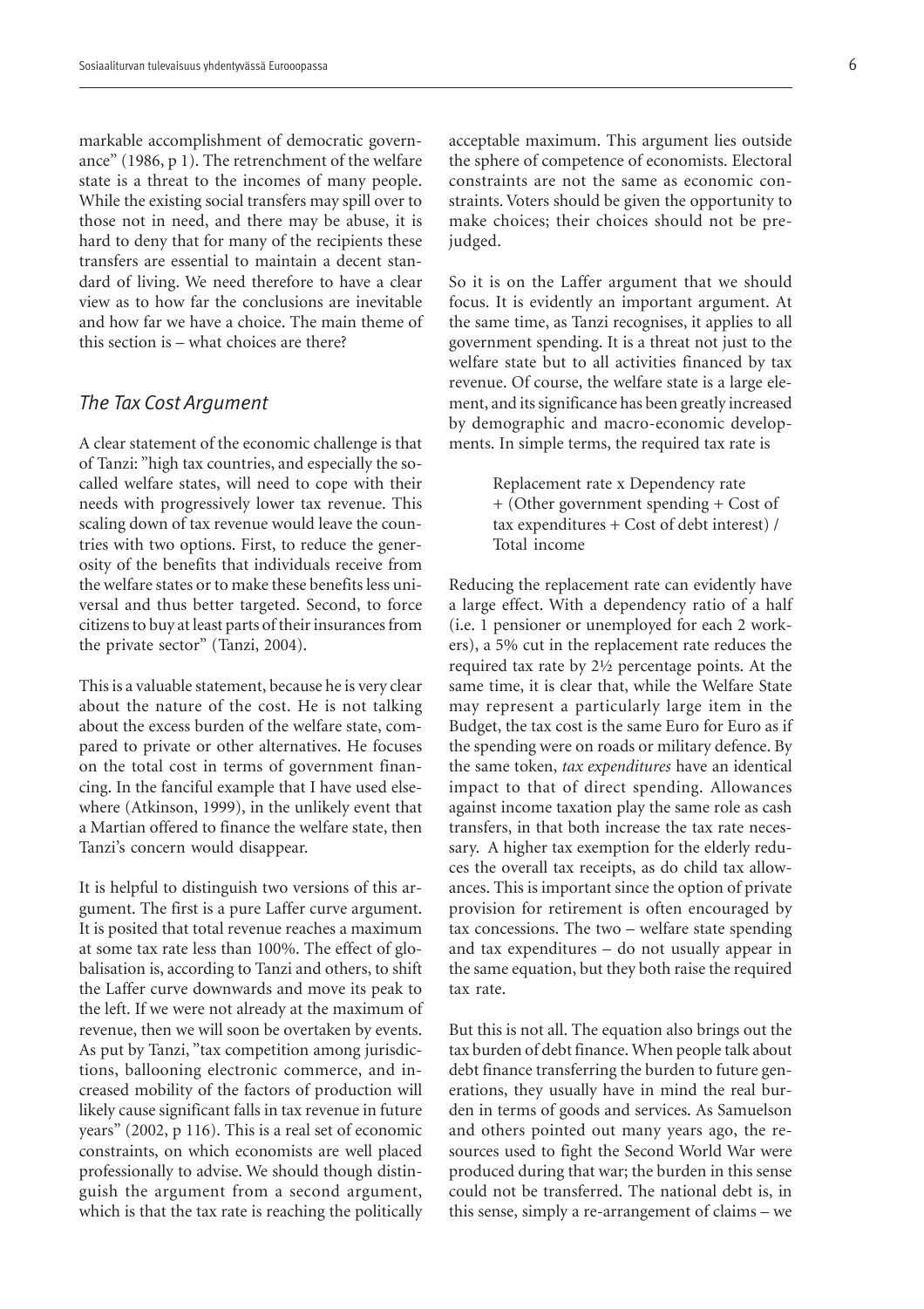markable accomplishment of democratic governance" (1986, p 1). The retrenchment of the welfare state is a threat to the incomes of many people. While the existing social transfers may spill over to those not in need, and there may be abuse, it is hard to deny that for many of the recipients these transfers are essential to maintain a decent standard of living. We need therefore to have a clear view as to how far the conclusions are inevitable and how far we have a choice. The main theme of this section is – what choices are there?

### *The Tax Cost Argument*

A clear statement of the economic challenge is that of Tanzi: "high tax countries, and especially the so-called welfare states, will need to cope with their needs with progressively lower tax revenue. This scaling down of tax revenue would leave the countries with two options. First, to reduce the generosity of the benefits that individuals receive from the welfare states or to make these benefits less universal and thus better targeted. Second, to force citizens to buy at least parts of their insurances from the private sector" (Tanzi, 2004).

This is a valuable statement, because he is very clear about the nature of the cost. He is not talking about the excess burden of the welfare state, compared to private or other alternatives. He focuses on the total cost in terms of government financing. In the fanciful example that I have used elsewhere (Atkinson, 1999), in the unlikely event that a Martian offered to finance the welfare state, then Tanzi's concern would disappear.

It is helpful to distinguish two versions of this argument. The first is a pure Laffer curve argument. It is posited that total revenue reaches a maximum at some tax rate less than 100%. The effect of globalisation is, according to Tanzi and others, to shift the Laffer curve downwards and move its peak to the left. If we were not already at the maximum of revenue, then we will soon be overtaken by events. As put by Tanzi, "tax competition among jurisdictions, ballooning electronic commerce, and increased mobility of the factors of production will likely cause significant falls in tax revenue in future years" (2002, p 116). This is a real set of economic constraints, on which economists are well placed professionally to advise. We should though distinguish the argument from a second argument, which is that the tax rate is reaching the politically acceptable maximum. This argument lies outside the sphere of competence of economists. Electoral constraints are not the same as economic constraints. Voters should be given the opportunity to make choices; their choices should not be prejudged.

So it is on the Laffer argument that we should focus. It is evidently an important argument. At the same time, as Tanzi recognises, it applies to all government spending. It is a threat not just to the welfare state but to all activities financed by tax revenue. Of course, the welfare state is a large element, and its significance has been greatly increased by demographic and macro-economic developments. In simple terms, the required tax rate is

> Replacement rate x Dependency rate
> + (Other government spending + Cost of tax expenditures + Cost of debt interest) / Total income

Reducing the replacement rate can evidently have a large effect. With a dependency ratio of a half (i.e. 1 pensioner or unemployed for each 2 workers), a 5% cut in the replacement rate reduces the required tax rate by 2½ percentage points. At the same time, it is clear that, while the Welfare State may represent a particularly large item in the Budget, the tax cost is the same Euro for Euro as if the spending were on roads or military defence. By the same token, *tax expenditures* have an identical impact to that of direct spending. Allowances against income taxation play the same role as cash transfers, in that both increase the tax rate necessary. A higher tax exemption for the elderly reduces the overall tax receipts, as do child tax allowances. This is important since the option of private provision for retirement is often encouraged by tax concessions. The two – welfare state spending and tax expenditures – do not usually appear in the same equation, but they both raise the required tax rate.

But this is not all. The equation also brings out the tax burden of debt finance. When people talk about debt finance transferring the burden to future generations, they usually have in mind the real burden in terms of goods and services. As Samuelson and others pointed out many years ago, the resources used to fight the Second World War were produced during that war; the burden in this sense could not be transferred. The national debt is, in this sense, simply a re-arrangement of claims – we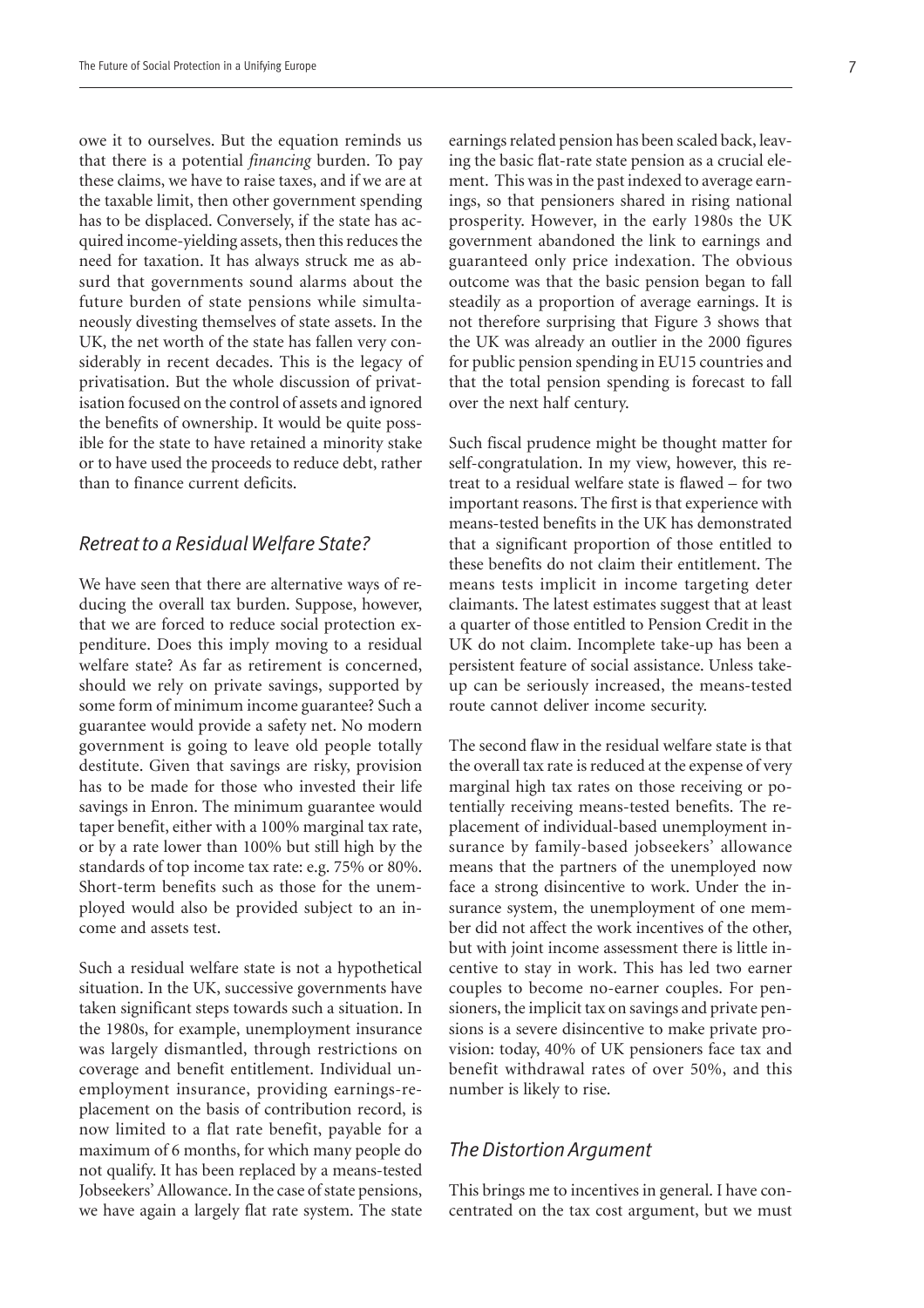owe it to ourselves. But the equation reminds us that there is a potential *financing* burden. To pay these claims, we have to raise taxes, and if we are at the taxable limit, then other government spending has to be displaced. Conversely, if the state has acquired income-yielding assets, then this reduces the need for taxation. It has always struck me as absurd that governments sound alarms about the future burden of state pensions while simultaneously divesting themselves of state assets. In the UK, the net worth of the state has fallen very considerably in recent decades. This is the legacy of privatisation. But the whole discussion of privatisation focused on the control of assets and ignored the benefits of ownership. It would be quite possible for the state to have retained a minority stake or to have used the proceeds to reduce debt, rather than to finance current deficits.

## *Retreat to a Residual Welfare State?*

We have seen that there are alternative ways of reducing the overall tax burden. Suppose, however, that we are forced to reduce social protection expenditure. Does this imply moving to a residual welfare state? As far as retirement is concerned, should we rely on private savings, supported by some form of minimum income guarantee? Such a guarantee would provide a safety net. No modern government is going to leave old people totally destitute. Given that savings are risky, provision has to be made for those who invested their life savings in Enron. The minimum guarantee would taper benefit, either with a 100% marginal tax rate, or by a rate lower than 100% but still high by the standards of top income tax rate: e.g. 75% or 80%. Short-term benefits such as those for the unemployed would also be provided subject to an income and assets test.

Such a residual welfare state is not a hypothetical situation. In the UK, successive governments have taken significant steps towards such a situation. In the 1980s, for example, unemployment insurance was largely dismantled, through restrictions on coverage and benefit entitlement. Individual unemployment insurance, providing earnings-replacement on the basis of contribution record, is now limited to a flat rate benefit, payable for a maximum of 6 months, for which many people do not qualify. It has been replaced by a means-tested Jobseekers' Allowance. In the case of state pensions, we have again a largely flat rate system. The state earnings related pension has been scaled back, leaving the basic flat-rate state pension as a crucial element. This was in the past indexed to average earnings, so that pensioners shared in rising national prosperity. However, in the early 1980s the UK government abandoned the link to earnings and guaranteed only price indexation. The obvious outcome was that the basic pension began to fall steadily as a proportion of average earnings. It is not therefore surprising that Figure 3 shows that the UK was already an outlier in the 2000 figures for public pension spending in EU15 countries and that the total pension spending is forecast to fall over the next half century.

Such fiscal prudence might be thought matter for self-congratulation. In my view, however, this retreat to a residual welfare state is flawed – for two important reasons. The first is that experience with means-tested benefits in the UK has demonstrated that a significant proportion of those entitled to these benefits do not claim their entitlement. The means tests implicit in income targeting deter claimants. The latest estimates suggest that at least a quarter of those entitled to Pension Credit in the UK do not claim. Incomplete take-up has been a persistent feature of social assistance. Unless take-up can be seriously increased, the means-tested route cannot deliver income security.

The second flaw in the residual welfare state is that the overall tax rate is reduced at the expense of very marginal high tax rates on those receiving or potentially receiving means-tested benefits. The replacement of individual-based unemployment insurance by family-based jobseekers' allowance means that the partners of the unemployed now face a strong disincentive to work. Under the insurance system, the unemployment of one member did not affect the work incentives of the other, but with joint income assessment there is little incentive to stay in work. This has led two earner couples to become no-earner couples. For pensioners, the implicit tax on savings and private pensions is a severe disincentive to make private provision: today, 40% of UK pensioners face tax and benefit withdrawal rates of over 50%, and this number is likely to rise.

## *The Distortion Argument*

This brings me to incentives in general. I have concentrated on the tax cost argument, but we must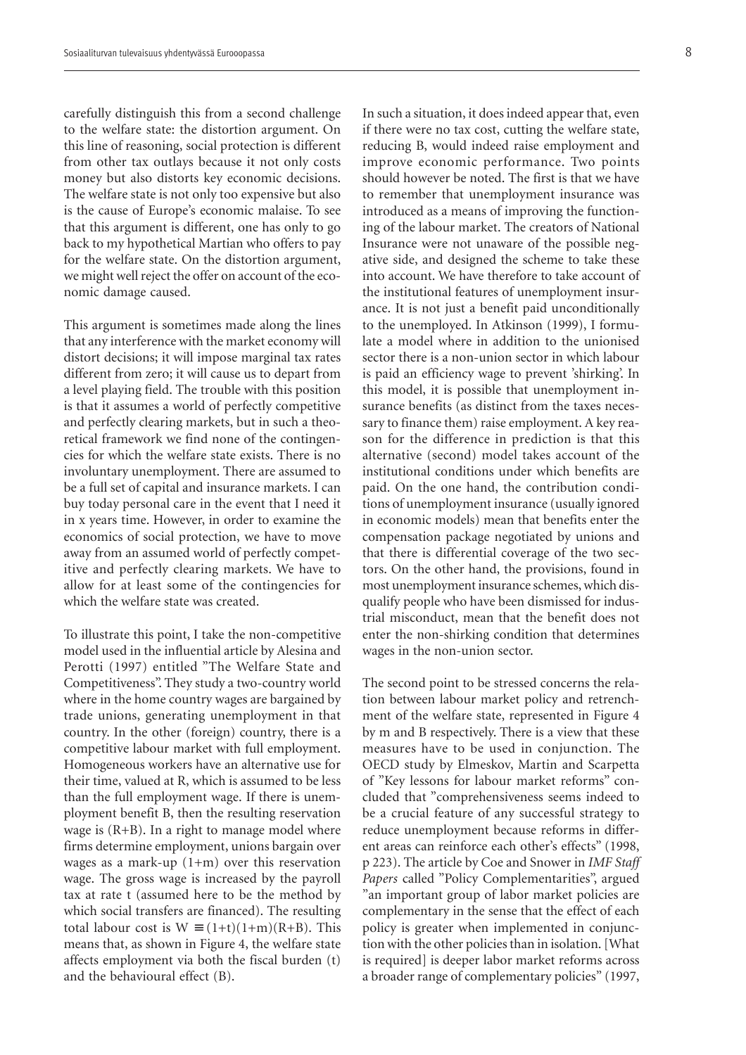carefully distinguish this from a second challenge to the welfare state: the distortion argument. On this line of reasoning, social protection is different from other tax outlays because it not only costs money but also distorts key economic decisions. The welfare state is not only too expensive but also is the cause of Europe's economic malaise. To see that this argument is different, one has only to go back to my hypothetical Martian who offers to pay for the welfare state. On the distortion argument, we might well reject the offer on account of the economic damage caused.

This argument is sometimes made along the lines that any interference with the market economy will distort decisions; it will impose marginal tax rates different from zero; it will cause us to depart from a level playing field. The trouble with this position is that it assumes a world of perfectly competitive and perfectly clearing markets, but in such a theoretical framework we find none of the contingencies for which the welfare state exists. There is no involuntary unemployment. There are assumed to be a full set of capital and insurance markets. I can buy today personal care in the event that I need it in x years time. However, in order to examine the economics of social protection, we have to move away from an assumed world of perfectly competitive and perfectly clearing markets. We have to allow for at least some of the contingencies for which the welfare state was created.

To illustrate this point, I take the non-competitive model used in the influential article by Alesina and Perotti (1997) entitled "The Welfare State and Competitiveness". They study a two-country world where in the home country wages are bargained by trade unions, generating unemployment in that country. In the other (foreign) country, there is a competitive labour market with full employment. Homogeneous workers have an alternative use for their time, valued at R, which is assumed to be less than the full employment wage. If there is unemployment benefit B, then the resulting reservation wage is (R+B). In a right to manage model where firms determine employment, unions bargain over wages as a mark-up (1+m) over this reservation wage. The gross wage is increased by the payroll tax at rate t (assumed here to be the method by which social transfers are financed). The resulting total labour cost is $W \equiv (1+t)(1+m)(R+B)$. This means that, as shown in Figure 4, the welfare state affects employment via both the fiscal burden (t) and the behavioural effect (B).

In such a situation, it does indeed appear that, even if there were no tax cost, cutting the welfare state, reducing B, would indeed raise employment and improve economic performance. Two points should however be noted. The first is that we have to remember that unemployment insurance was introduced as a means of improving the functioning of the labour market. The creators of National Insurance were not unaware of the possible negative side, and designed the scheme to take these into account. We have therefore to take account of the institutional features of unemployment insurance. It is not just a benefit paid unconditionally to the unemployed. In Atkinson (1999), I formulate a model where in addition to the unionised sector there is a non-union sector in which labour is paid an efficiency wage to prevent 'shirking'. In this model, it is possible that unemployment insurance benefits (as distinct from the taxes necessary to finance them) raise employment. A key reason for the difference in prediction is that this alternative (second) model takes account of the institutional conditions under which benefits are paid. On the one hand, the contribution conditions of unemployment insurance (usually ignored in economic models) mean that benefits enter the compensation package negotiated by unions and that there is differential coverage of the two sectors. On the other hand, the provisions, found in most unemployment insurance schemes, which disqualify people who have been dismissed for industrial misconduct, mean that the benefit does not enter the non-shirking condition that determines wages in the non-union sector.

The second point to be stressed concerns the relation between labour market policy and retrenchment of the welfare state, represented in Figure 4 by m and B respectively. There is a view that these measures have to be used in conjunction. The OECD study by Elmeskov, Martin and Scarpetta of "Key lessons for labour market reforms" concluded that "comprehensiveness seems indeed to be a crucial feature of any successful strategy to reduce unemployment because reforms in different areas can reinforce each other's effects" (1998, p 223). The article by Coe and Snower in *IMF Staff Papers* called "Policy Complementarities", argued "an important group of labor market policies are complementary in the sense that the effect of each policy is greater when implemented in conjunction with the other policies than in isolation. [What is required] is deeper labor market reforms across a broader range of complementary policies" (1997,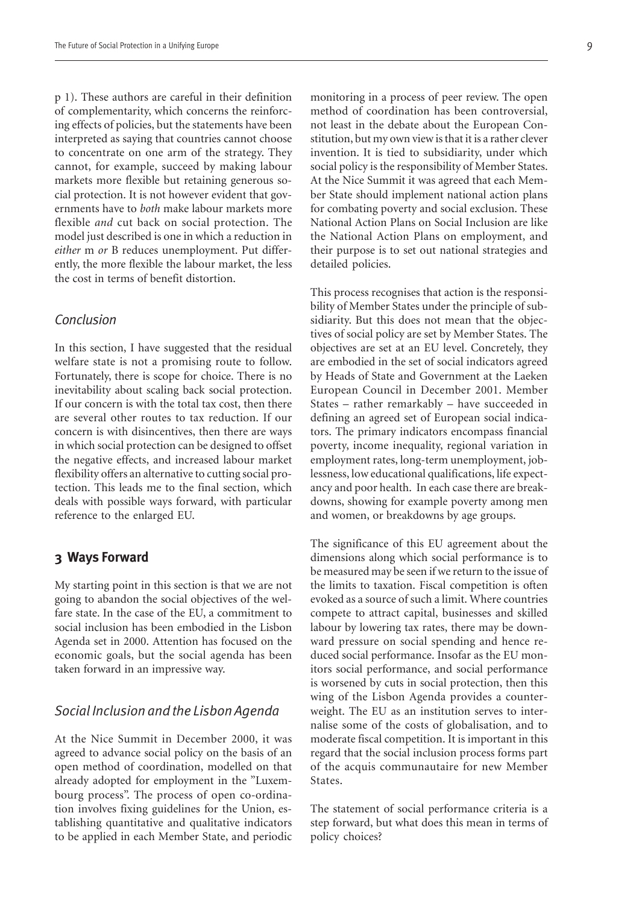p 1). These authors are careful in their definition of complementarity, which concerns the reinforcing effects of policies, but the statements have been interpreted as saying that countries cannot choose to concentrate on one arm of the strategy. They cannot, for example, succeed by making labour markets more flexible but retaining generous social protection. It is not however evident that governments have to *both* make labour markets more flexible *and* cut back on social protection. The model just described is one in which a reduction in *either* m *or* B reduces unemployment. Put differently, the more flexible the labour market, the less the cost in terms of benefit distortion.

### *Conclusion*

In this section, I have suggested that the residual welfare state is not a promising route to follow. Fortunately, there is scope for choice. There is no inevitability about scaling back social protection. If our concern is with the total tax cost, then there are several other routes to tax reduction. If our concern is with disincentives, then there are ways in which social protection can be designed to offset the negative effects, and increased labour market flexibility offers an alternative to cutting social protection. This leads me to the final section, which deals with possible ways forward, with particular reference to the enlarged EU.

## 3 Ways Forward

My starting point in this section is that we are not going to abandon the social objectives of the welfare state. In the case of the EU, a commitment to social inclusion has been embodied in the Lisbon Agenda set in 2000. Attention has focused on the economic goals, but the social agenda has been taken forward in an impressive way.

### *Social Inclusion and the Lisbon Agenda*

At the Nice Summit in December 2000, it was agreed to advance social policy on the basis of an open method of coordination, modelled on that already adopted for employment in the "Luxembourg process". The process of open co-ordination involves fixing guidelines for the Union, establishing quantitative and qualitative indicators to be applied in each Member State, and periodic monitoring in a process of peer review. The open method of coordination has been controversial, not least in the debate about the European Constitution, but my own view is that it is a rather clever invention. It is tied to subsidiarity, under which social policy is the responsibility of Member States. At the Nice Summit it was agreed that each Member State should implement national action plans for combating poverty and social exclusion. These National Action Plans on Social Inclusion are like the National Action Plans on employment, and their purpose is to set out national strategies and detailed policies.

This process recognises that action is the responsibility of Member States under the principle of subsidiarity. But this does not mean that the objectives of social policy are set by Member States. The objectives are set at an EU level. Concretely, they are embodied in the set of social indicators agreed by Heads of State and Government at the Laeken European Council in December 2001. Member States – rather remarkably – have succeeded in defining an agreed set of European social indicators. The primary indicators encompass financial poverty, income inequality, regional variation in employment rates, long-term unemployment, joblessness, low educational qualifications, life expectancy and poor health. In each case there are breakdowns, showing for example poverty among men and women, or breakdowns by age groups.

The significance of this EU agreement about the dimensions along which social performance is to be measured may be seen if we return to the issue of the limits to taxation. Fiscal competition is often evoked as a source of such a limit. Where countries compete to attract capital, businesses and skilled labour by lowering tax rates, there may be downward pressure on social spending and hence reduced social performance. Insofar as the EU monitors social performance, and social performance is worsened by cuts in social protection, then this wing of the Lisbon Agenda provides a counterweight. The EU as an institution serves to internalise some of the costs of globalisation, and to moderate fiscal competition. It is important in this regard that the social inclusion process forms part of the acquis communautaire for new Member States.

The statement of social performance criteria is a step forward, but what does this mean in terms of policy choices?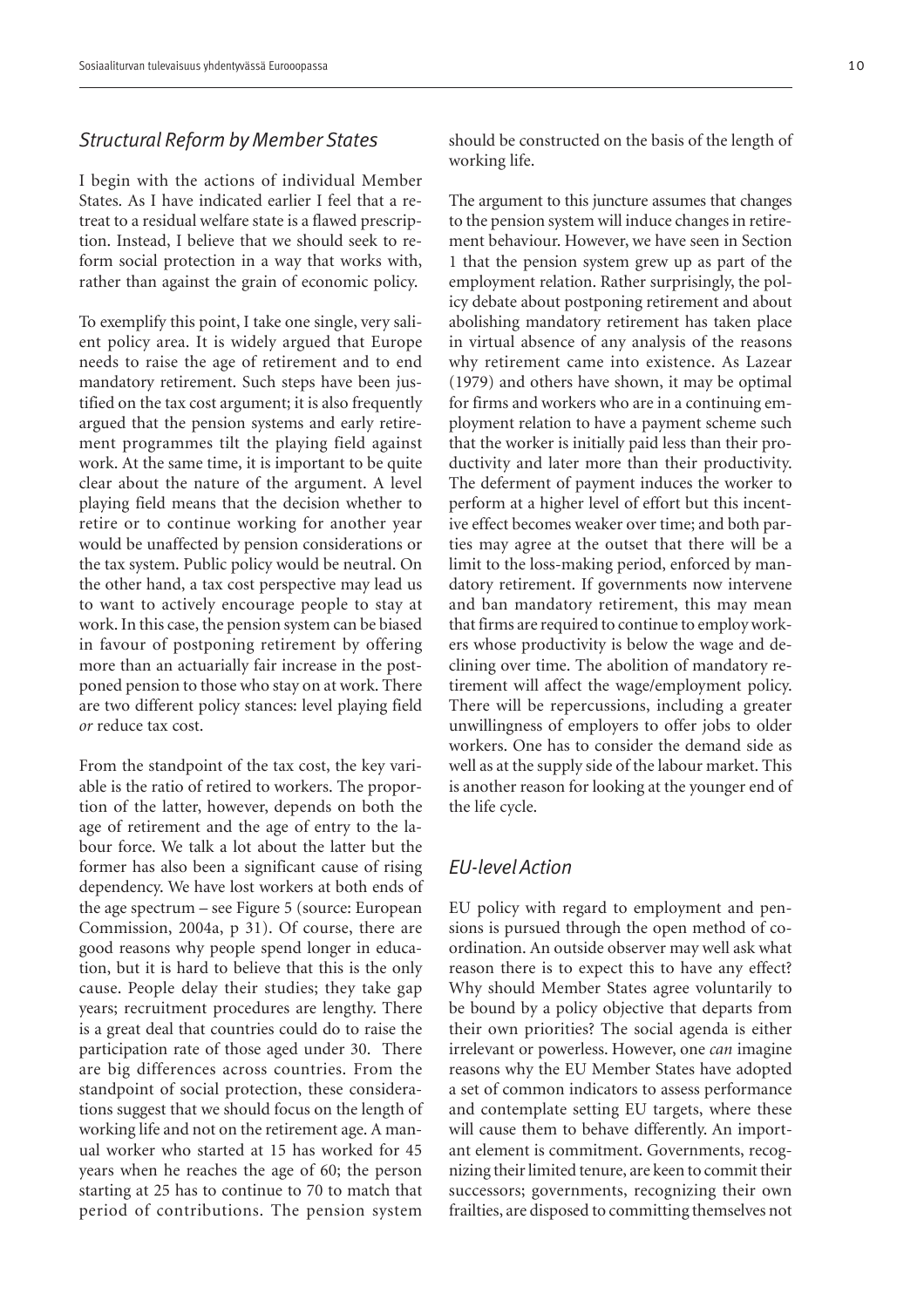## *Structural Reform by Member States*

I begin with the actions of individual Member States. As I have indicated earlier I feel that a retreat to a residual welfare state is a flawed prescription. Instead, I believe that we should seek to reform social protection in a way that works with, rather than against the grain of economic policy.

To exemplify this point, I take one single, very salient policy area. It is widely argued that Europe needs to raise the age of retirement and to end mandatory retirement. Such steps have been justified on the tax cost argument; it is also frequently argued that the pension systems and early retirement programmes tilt the playing field against work. At the same time, it is important to be quite clear about the nature of the argument. A level playing field means that the decision whether to retire or to continue working for another year would be unaffected by pension considerations or the tax system. Public policy would be neutral. On the other hand, a tax cost perspective may lead us to want to actively encourage people to stay at work. In this case, the pension system can be biased in favour of postponing retirement by offering more than an actuarially fair increase in the postponed pension to those who stay on at work. There are two different policy stances: level playing field *or* reduce tax cost.

From the standpoint of the tax cost, the key variable is the ratio of retired to workers. The proportion of the latter, however, depends on both the age of retirement and the age of entry to the labour force. We talk a lot about the latter but the former has also been a significant cause of rising dependency. We have lost workers at both ends of the age spectrum – see Figure 5 (source: European Commission, 2004a, p 31). Of course, there are good reasons why people spend longer in education, but it is hard to believe that this is the only cause. People delay their studies; they take gap years; recruitment procedures are lengthy. There is a great deal that countries could do to raise the participation rate of those aged under 30. There are big differences across countries. From the standpoint of social protection, these considerations suggest that we should focus on the length of working life and not on the retirement age. A manual worker who started at 15 has worked for 45 years when he reaches the age of 60; the person starting at 25 has to continue to 70 to match that period of contributions. The pension system should be constructed on the basis of the length of working life.

The argument to this juncture assumes that changes to the pension system will induce changes in retirement behaviour. However, we have seen in Section 1 that the pension system grew up as part of the employment relation. Rather surprisingly, the policy debate about postponing retirement and about abolishing mandatory retirement has taken place in virtual absence of any analysis of the reasons why retirement came into existence. As Lazear (1979) and others have shown, it may be optimal for firms and workers who are in a continuing employment relation to have a payment scheme such that the worker is initially paid less than their productivity and later more than their productivity. The deferment of payment induces the worker to perform at a higher level of effort but this incentive effect becomes weaker over time; and both parties may agree at the outset that there will be a limit to the loss-making period, enforced by mandatory retirement. If governments now intervene and ban mandatory retirement, this may mean that firms are required to continue to employ workers whose productivity is below the wage and declining over time. The abolition of mandatory retirement will affect the wage/employment policy. There will be repercussions, including a greater unwillingness of employers to offer jobs to older workers. One has to consider the demand side as well as at the supply side of the labour market. This is another reason for looking at the younger end of the life cycle.

## *EU-level Action*

EU policy with regard to employment and pensions is pursued through the open method of coordination. An outside observer may well ask what reason there is to expect this to have any effect? Why should Member States agree voluntarily to be bound by a policy objective that departs from their own priorities? The social agenda is either irrelevant or powerless. However, one *can* imagine reasons why the EU Member States have adopted a set of common indicators to assess performance and contemplate setting EU targets, where these will cause them to behave differently. An important element is commitment. Governments, recognizing their limited tenure, are keen to commit their successors; governments, recognizing their own frailties, are disposed to committing themselves not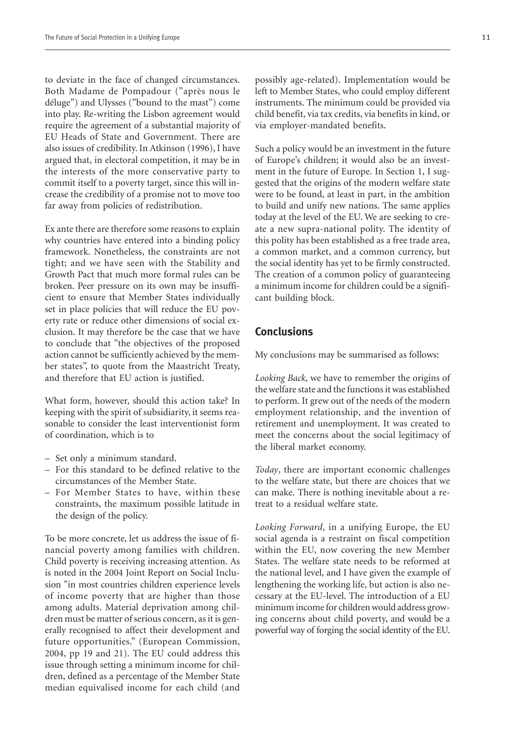to deviate in the face of changed circumstances. Both Madame de Pompadour ("après nous le déluge") and Ulysses ("bound to the mast") come into play. Re-writing the Lisbon agreement would require the agreement of a substantial majority of EU Heads of State and Government. There are also issues of credibility. In Atkinson (1996), I have argued that, in electoral competition, it may be in the interests of the more conservative party to commit itself to a poverty target, since this will increase the credibility of a promise not to move too far away from policies of redistribution.

Ex ante there are therefore some reasons to explain why countries have entered into a binding policy framework. Nonetheless, the constraints are not tight; and we have seen with the Stability and Growth Pact that much more formal rules can be broken. Peer pressure on its own may be insufficient to ensure that Member States individually set in place policies that will reduce the EU poverty rate or reduce other dimensions of social exclusion. It may therefore be the case that we have to conclude that "the objectives of the proposed action cannot be sufficiently achieved by the member states", to quote from the Maastricht Treaty, and therefore that EU action is justified.

What form, however, should this action take? In keeping with the spirit of subsidiarity, it seems reasonable to consider the least interventionist form of coordination, which is to

– Set only a minimum standard.
– For this standard to be defined relative to the circumstances of the Member State.
– For Member States to have, within these constraints, the maximum possible latitude in the design of the policy.

To be more concrete, let us address the issue of financial poverty among families with children. Child poverty is receiving increasing attention. As is noted in the 2004 Joint Report on Social Inclusion "in most countries children experience levels of income poverty that are higher than those among adults. Material deprivation among children must be matter of serious concern, as it is generally recognised to affect their development and future opportunities." (European Commission, 2004, pp 19 and 21). The EU could address this issue through setting a minimum income for children, defined as a percentage of the Member State median equivalised income for each child (and possibly age-related). Implementation would be left to Member States, who could employ different instruments. The minimum could be provided via child benefit, via tax credits, via benefits in kind, or via employer-mandated benefits.

Such a policy would be an investment in the future of Europe's children; it would also be an investment in the future of Europe. In Section 1, I suggested that the origins of the modern welfare state were to be found, at least in part, in the ambition to build and unify new nations. The same applies today at the level of the EU. We are seeking to create a new supra-national polity. The identity of this polity has been established as a free trade area, a common market, and a common currency, but the social identity has yet to be firmly constructed. The creation of a common policy of guaranteeing a minimum income for children could be a significant building block.

## Conclusions

My conclusions may be summarised as follows:

*Looking Back*, we have to remember the origins of the welfare state and the functions it was established to perform. It grew out of the needs of the modern employment relationship, and the invention of retirement and unemployment. It was created to meet the concerns about the social legitimacy of the liberal market economy.

*Today*, there are important economic challenges to the welfare state, but there are choices that we can make. There is nothing inevitable about a retreat to a residual welfare state.

*Looking Forward*, in a unifying Europe, the EU social agenda is a restraint on fiscal competition within the EU, now covering the new Member States. The welfare state needs to be reformed at the national level, and I have given the example of lengthening the working life, but action is also necessary at the EU-level. The introduction of a EU minimum income for children would address growing concerns about child poverty, and would be a powerful way of forging the social identity of the EU.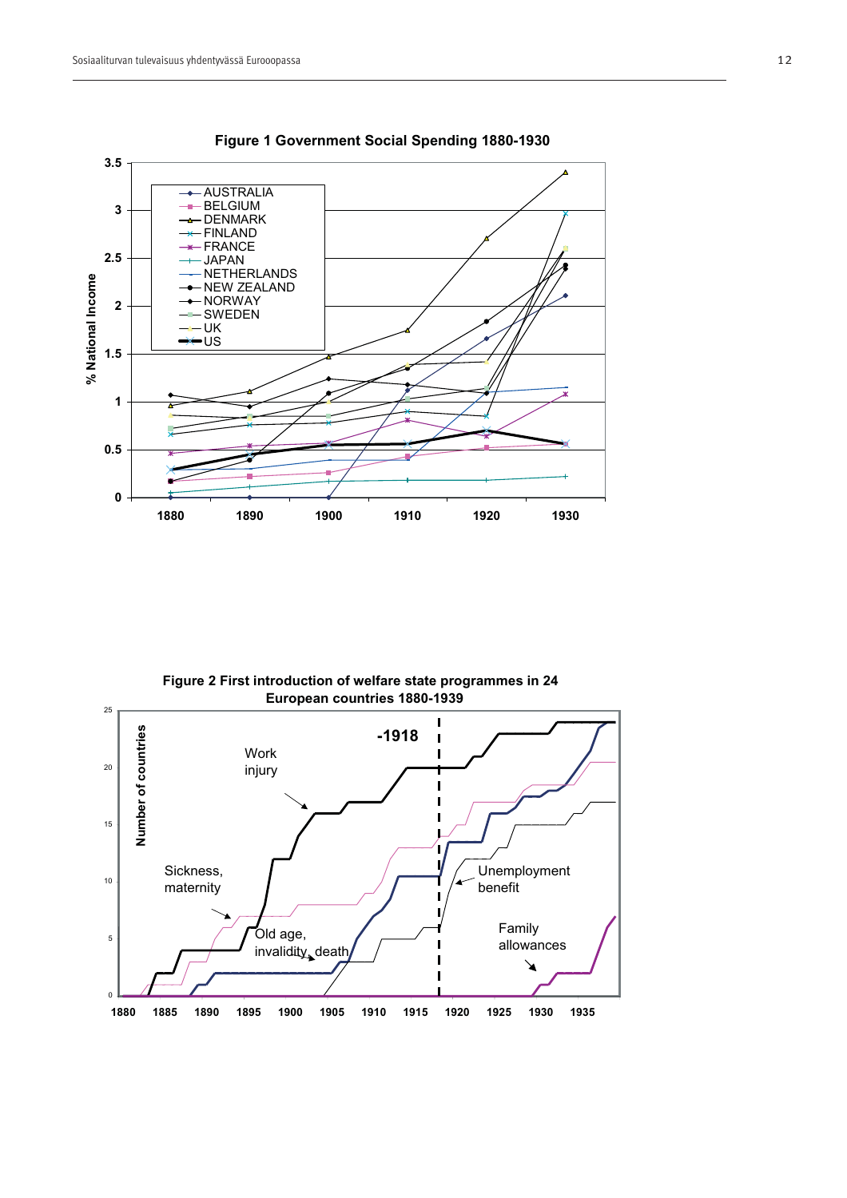**Figure 1 Government Social Spending 1880-1930**

**Figure 2 First introduction of welfare state programmes in 24 European countries 1880-1939**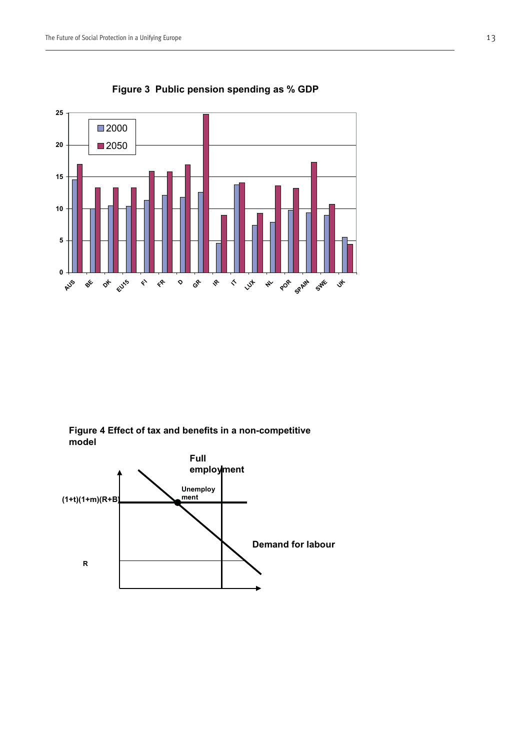**Figure 3 Public pension spending as % GDP**

**Figure 4 Effect of tax and benefits in a non-competitive model**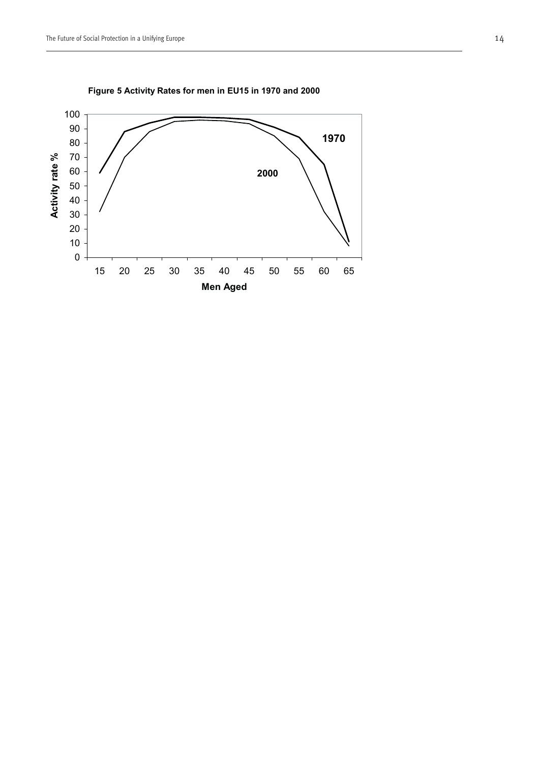**Figure 5 Activity Rates for men in EU15 in 1970 and 2000**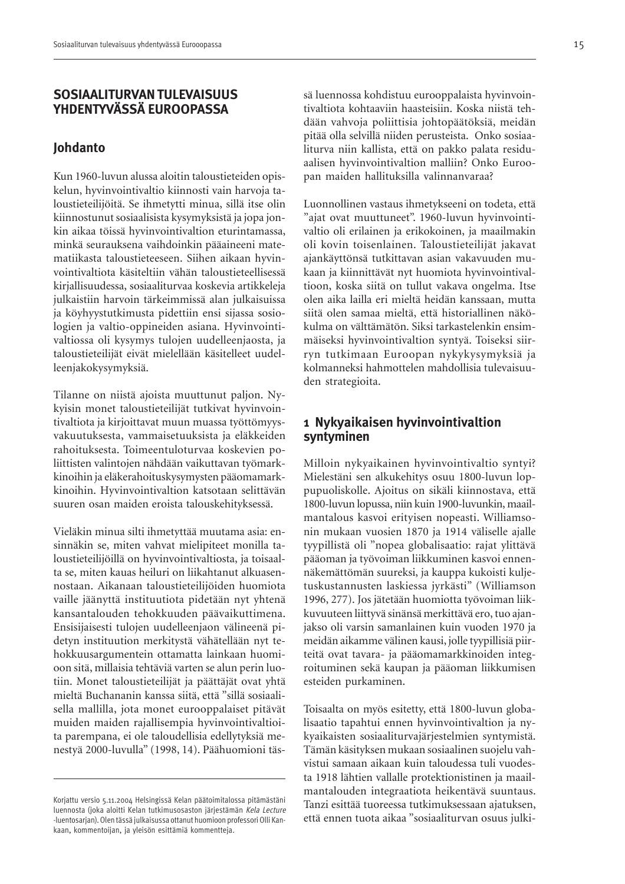## SOSIAALITURVAN TULEVAISUUS YHDENTYVÄSSÄ EUROOPASSA

### Johdanto

Kun 1960-luvun alussa aloitin taloustieteiden opiskelun, hyvinvointivaltio kiinnosti vain harvoja taloustieteilijöitä. Se ihmetytti minua, sillä itse olin kiinnostunut sosiaalisista kysymyksistä ja jopa jonkin aikaa töissä hyvinvointivaltion eturintamassa, minkä seurauksena vaihdoinkin pääaineeni matematiikasta taloustieteeseen. Siihen aikaan hyvinvointivaltiota käsiteltiin vähän taloustieteellisessä kirjallisuudessa, sosiaaliturvaa koskevia artikkeleja julkaistiin harvoin tärkeimmissä alan julkaisuissa ja köyhyystutkimusta pidettiin ensi sijassa sosiologien ja valtio-oppineiden asiana. Hyvinvointivaltiossa oli kysymys tulojen uudelleenjaosta, ja taloustieteilijät eivät mielellään käsitelleet uudelleenjakokysymyksiä.

Tilanne on niistä ajoista muuttunut paljon. Nykyisin monet taloustieteilijät tutkivat hyvinvointivaltiota ja kirjoittavat muun muassa työttömyysvakuutuksesta, vammaisetuuksista ja eläkkeiden rahoituksesta. Toimeentuloturvaa koskevien poliittisten valintojen nähdään vaikuttavan työmarkkinoihin ja eläkerahoituskysymysten pääomamarkkinoihin. Hyvinvointivaltion katsotaan selittävän suuren osan maiden eroista talouskehityksessä.

Vieläkin minua silti ihmetyttää muutama asia: ensinnäkin se, miten vahvat mielipiteet monilla taloustieteilijöillä on hyvinvointivaltiosta, ja toisaalta se, miten kauas heiluri on liikahtanut alkuasennostaan. Aikanaan taloustieteilijöiden huomiota vaille jäänyttä instituutiota pidetään nyt yhtenä kansantalouden tehokkuuden päävaikuttimena. Ensisijaisesti tulojen uudelleenjaon välineenä pidetyn instituution merkitystä vähätellään nyt tehokkuusargumentein ottamatta lainkaan huomioon sitä, millaisia tehtäviä varten se alun perin luotiin. Monet taloustieteilijät ja päättäjät ovat yhtä mieltä Buchananin kanssa siitä, että ”sillä sosiaalisella mallilla, jota monet eurooppalaiset pitävät muiden maiden rajallisempia hyvinvointivaltioita parempana, ei ole taloudellisia edellytyksiä menestyä 2000-luvulla” (1998, 14). Päähuomioni tässä luennossa kohdistuu eurooppalaista hyvinvointivaltiota kohtaaviin haasteisiin. Koska niistä tehdään vahvoja poliittisia johtopäätöksiä, meidän pitää olla selvillä niiden perusteista. Onko sosiaaliturva niin kallista, että on pakko palata residuaalisen hyvinvointivaltion malliin? Onko Euroopan maiden hallituksilla valinnanvaraa?

Luonnollinen vastaus ihmetykseeni on todeta, että ”ajat ovat muuttuneet”. 1960-luvun hyvinvointivaltio oli erilainen ja erikokoinen, ja maailmakin oli kovin toisenlainen. Taloustieteilijät jakavat ajankäyttönsä tutkittavan asian vakavuuden mukaan ja kiinnittävät nyt huomiota hyvinvointivaltioon, koska siitä on tullut vakava ongelma. Itse olen aika lailla eri mieltä heidän kanssaan, mutta siitä olen samaa mieltä, että historiallinen näkökulma on välttämätön. Siksi tarkastelenkin ensimmäiseksi hyvinvointivaltion syntyä. Toiseksi siirryn tutkimaan Euroopan nykykysymyksiä ja kolmanneksi hahmottelen mahdollisia tulevaisuuden strategioita.

### 1 Nykyaikaisen hyvinvointivaltion syntyminen

Milloin nykyaikainen hyvinvointivaltio syntyi? Mielestäni sen alkukehitys osuu 1800-luvun loppupuoliskolle. Ajoitus on sikäli kiinnostava, että 1800-luvun lopussa, niin kuin 1900-luvunkin, maailmantalous kasvoi erityisen nopeasti. Williamsonin mukaan vuosien 1870 ja 1914 väliselle ajalle tyypillistä oli ”nopea globalisaatio: rajat ylittävä pääoman ja työvoiman liikkuminen kasvoi ennennäkemättömän suureksi, ja kauppa kukoisti kuljetuskustannusten laskiessa jyrkästi” (Williamson 1996, 277). Jos jätetään huomiotta työvoiman liikkuvuuteen liittyvä sinänsä merkittävä ero, tuo ajanjakso oli varsin samanlainen kuin vuoden 1970 ja meidän aikamme välinen kausi, jolle tyypillisiä piirteitä ovat tavara- ja pääomamarkkinoiden integroituminen sekä kaupan ja pääoman liikkumisen esteiden purkaminen.

Toisaalta on myös esitetty, että 1800-luvun globalisaatio tapahtui ennen hyvinvointivaltion ja nykyaikaisten sosiaaliturvajärjestelmien syntymistä. Tämän käsityksen mukaan sosiaalinen suojelu vahvistui samaan aikaan kuin taloudessa tuli vuodesta 1918 lähtien vallalle protektionistinen ja maailmantalouden integraatiota heikentävä suuntaus. Tanzi esittää tuoreessa tutkimuksessaan ajatuksen, että ennen tuota aikaa ”sosiaaliturvan osuus julki-

---

Korjattu versio 5.11.2004 Helsingissä Kelan päätoimitalossa pitämästäni luennosta (joka aloitti Kelan tutkimusosaston järjestämän *Kela Lecture* -luentosarjan). Olen tässä julkaisussa ottanut huomioon professori Olli Kankaan, kommentoijan, ja yleisön esittämiä kommentteja.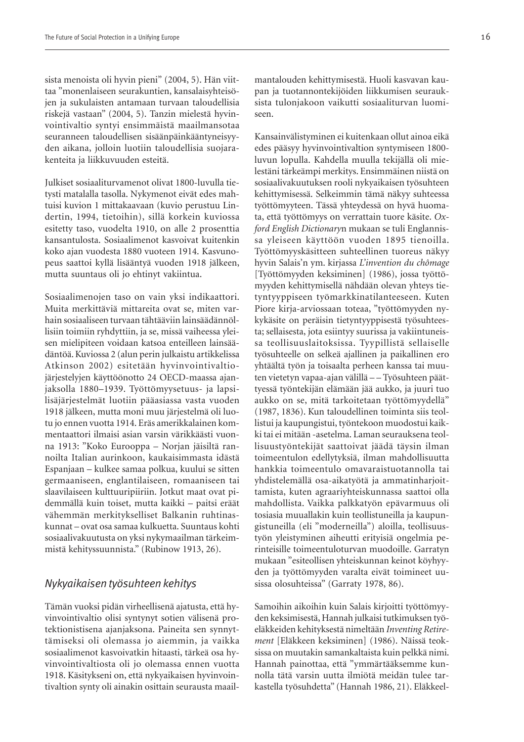sista menoista oli hyvin pieni" (2004, 5). Hän viittaa "monenlaiseen seurakuntien, kansalaisyhteisöjen ja sukulaisten antamaan turvaan taloudellisia riskejä vastaan" (2004, 5). Tanzin mielestä hyvinvointivaltio syntyi ensimmäistä maailmansotaa seuranneen taloudellisen sisäänpäinkääntyneisyyden aikana, jolloin luotiin taloudellisia suojarakenteita ja liikkuvuuden esteitä.

Julkiset sosiaaliturvamenot olivat 1800-luvulla tietysti matalalla tasolla. Nykymenot eivät edes mahtuisi kuvion 1 mittakaavaan (kuvio perustuu Lindertin, 1994, tietoihin), sillä korkein kuviossa esitetty taso, vuodelta 1910, on alle 2 prosenttia kansantulosta. Sosiaalimenot kasvoivat kuitenkin koko ajan vuodesta 1880 vuoteen 1914. Kasvunopeus saattoi kyllä lisääntyä vuoden 1918 jälkeen, mutta suuntaus oli jo ehtinyt vakiintua.

Sosiaalimenojen taso on vain yksi indikaattori. Muita merkittäviä mittareita ovat se, miten varhain sosiaaliseen turvaan tähtääviin lainsäädännöllisiin toimiin ryhdyttiin, ja se, missä vaiheessa yleisen mielipiteen voidaan katsoa enteilleen lainsäädäntöä. Kuviossa 2 (alun perin julkaistu artikkelissa Atkinson 2002) esitetään hyvinvointivaltiojärjestelyjen käyttöönotto 24 OECD-maassa ajanjaksolla 1880–1939. Työttömyysetuus- ja lapsilisäjärjestelmät luotiin pääasiassa vasta vuoden 1918 jälkeen, mutta moni muu järjestelmä oli luotu jo ennen vuotta 1914. Eräs amerikkalainen kommentaattori ilmaisi asian varsin värikkäästi vuonna 1913: "Koko Eurooppa – Norjan jäisiltä rannoilta Italian aurinkoon, kaukaisimmasta idästä Espanjaan – kulkee samaa polkua, kuului se sitten germaaniseen, englantilaiseen, romaaniseen tai slaavilaiseen kulttuuripiiriin. Jotkut maat ovat pidemmällä kuin toiset, mutta kaikki – paitsi eräät vähemmän merkitykselliset Balkanin ruhtinaskunnat – ovat osa samaa kulkuetta. Suuntaus kohti sosiaalivakuutusta on yksi nykymaailman tärkeimmistä kehityssuunnista." (Rubinow 1913, 26).

## *Nykyaikaisen työsuhteen kehitys*

Tämän vuoksi pidän virheellisenä ajatusta, että hyvinvointivaltio olisi syntynyt sotien välisenä protektionistisena ajanjaksona. Paineita sen synnyttämiseksi oli olemassa jo aiemmin, ja vaikka sosiaalimenot kasvoivatkin hitaasti, tärkeä osa hyvinvointivaltiosta oli jo olemassa ennen vuotta 1918. Käsitykseni on, että nykyaikaisen hyvinvointivaltion synty oli ainakin osittain seurausta maailmantalouden kehittymisestä. Huoli kasvavan kaupan ja tuotannontekijöiden liikkumisen seurauksista tulonjakoon vaikutti sosiaaliturvan luomiseen.

Kansainvälistyminen ei kuitenkaan ollut ainoa eikä edes pääsyy hyvinvointivaltion syntymiseen 1800-luvun lopulla. Kahdella muulla tekijällä oli mielestäni tärkeämpi merkitys. Ensimmäinen niistä on sosiaalivakuutuksen rooli nykyaikaisen työsuhteen kehittymisessä. Selkeimmin tämä näkyy suhteessa työttömyyteen. Tässä yhteydessä on hyvä huomata, että työttömyys on verrattain tuore käsite. *Oxford English Dictionary*n mukaan se tuli Englannissa yleiseen käyttöön vuoden 1895 tienoilla. Työttömyyskäsitteen suhteellinen tuoreus näkyy hyvin Salais'n ym. kirjassa *L'invention du chômage* [Työttömyyden keksiminen] (1986), jossa työttömyyden kehittymisellä nähdään olevan yhteys tietyntyyppiseen työmarkkinatilanteeseen. Kuten Piore kirja-arviossaan toteaa, "työttömyyden nykykäsite on peräisin tietyntyyppisestä työsuhteesta; sellaisesta, jota esiintyy suurissa ja vakiintuneissa teollisuuslaitoksissa. Tyypillistä sellaiselle työsuhteelle on selkeä ajallinen ja paikallinen ero yhtäältä työn ja toisaalta perheen kanssa tai muuten vietetyn vapaa-ajan välillä – – Työsuhteen päättyessä työntekijän elämään jää aukko, ja juuri tuo aukko on se, mitä tarkoitetaan työttömyydellä" (1987, 1836). Kun taloudellinen toiminta siis teollistui ja kaupungistui, työntekoon muodostui kaikki tai ei mitään -asetelma. Laman seurauksena teollisuustyöntekijät saattoivat jäädä täysin ilman toimeentulon edellytyksiä, ilman mahdollisuutta hankkia toimeentulo omavaraistuotannolla tai yhdistelemällä osa-aikatyötä ja ammatinharjoittamista, kuten agraariyhteiskunnassa saattoi olla mahdollista. Vaikka palkkatyön epävarmuus oli tosiasia muuallakin kuin teollistuneilla ja kaupungistuneilla (eli "moderneilla") aloilla, teollisuustyön yleistyminen aiheutti erityisiä ongelmia perinteisille toimeentuloturvan muodoille. Garratyn mukaan "esiteollisen yhteiskunnan keinot köyhyyden ja työttömyyden varalta eivät toimineet uusissa olosuhteissa" (Garraty 1978, 86).

Samoihin aikoihin kuin Salais kirjoitti työttömyyden keksimisestä, Hannah julkaisi tutkimuksen työeläkkeiden kehityksestä nimeltään *Inventing Retirement* [Eläkkeen keksiminen] (1986). Näissä teoksissa on muutakin samankaltaista kuin pelkkä nimi. Hannah painottaa, että "ymmärtääksemme kunnolla tätä varsin uutta ilmiötä meidän tulee tarkastella työsuhdetta" (Hannah 1986, 21). Eläkkeel-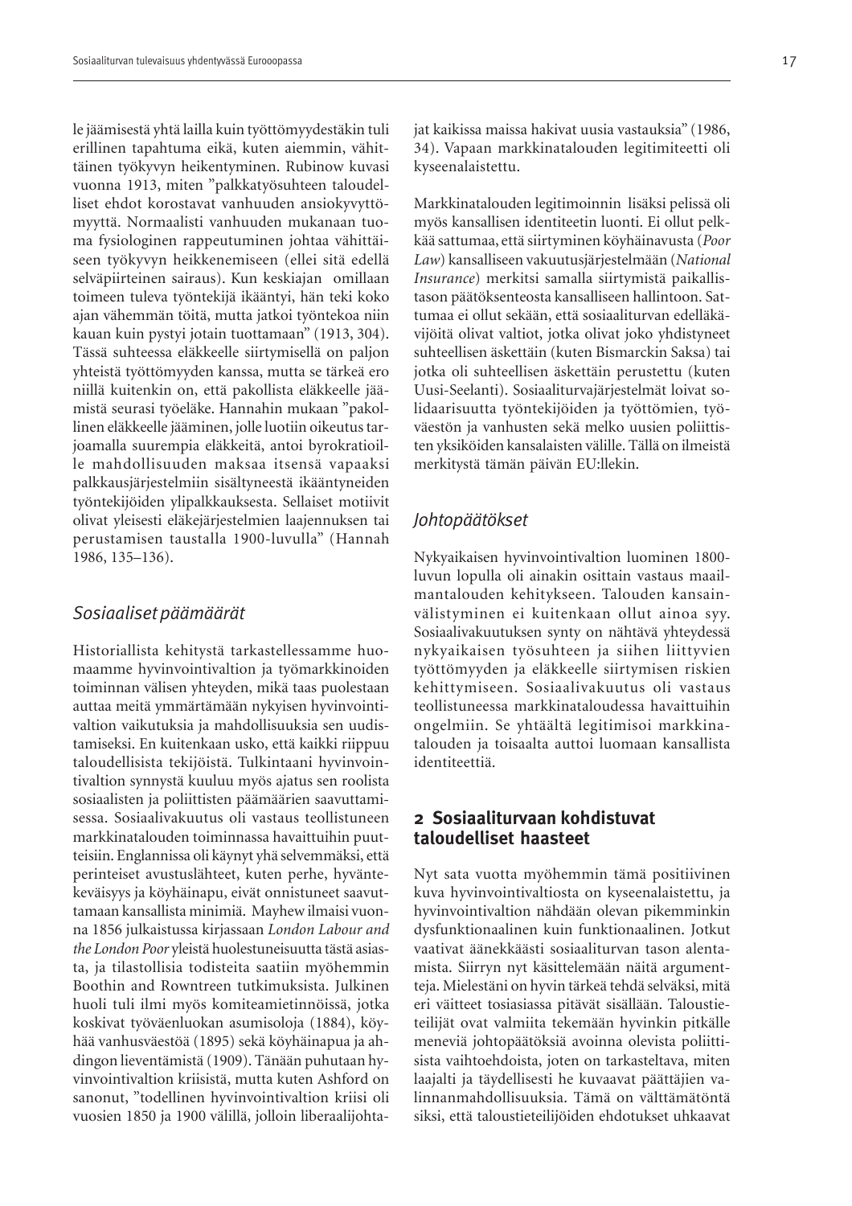le jäämisestä yhtä lailla kuin työttömyydestäkin tuli erillinen tapahtuma eikä, kuten aiemmin, vähittäinen työkyvyn heikentyminen. Rubinow kuvasi vuonna 1913, miten "palkkatyösuhteen taloudelliset ehdot korostavat vanhuuden ansiokyvyttömyyttä. Normaalisti vanhuuden mukanaan tuoma fysiologinen rappeutuminen johtaa vähittäiseen työkyvyn heikkenemiseen (ellei sitä edellä selväpiirteinen sairaus). Kun keskiajan omillaan toimeen tuleva työntekijä ikääntyi, hän teki koko ajan vähemmän töitä, mutta jatkoi työntekoa niin kauan kuin pystyi jotain tuottamaan" (1913, 304). Tässä suhteessa eläkkeelle siirtymisellä on paljon yhteistä työttömyyden kanssa, mutta se tärkeä ero niillä kuitenkin on, että pakollista eläkkeelle jäämistä seurasi työeläke. Hannahin mukaan "pakollinen eläkkeelle jääminen, jolle luotiin oikeutus tarjoamalla suurempia eläkkeitä, antoi byrokratioille mahdollisuuden maksaa itsensä vapaaksi palkkausjärjestelmiin sisältyneestä ikääntyneiden työntekijöiden ylipalkkauksesta. Sellaiset motiivit olivat yleisesti eläkejärjestelmien laajennuksen tai perustamisen taustalla 1900-luvulla" (Hannah 1986, 135–136).

### *Sosiaaliset päämäärät*

Historiallista kehitystä tarkastellessamme huomaamme hyvinvointivaltion ja työmarkkinoiden toiminnan välisen yhteyden, mikä taas puolestaan auttaa meitä ymmärtämään nykyisen hyvinvointivaltion vaikutuksia ja mahdollisuuksia sen uudistamiseksi. En kuitenkaan usko, että kaikki riippuu taloudellisista tekijöistä. Tulkintaani hyvinvointivaltion synnystä kuuluu myös ajatus sen roolista sosiaalisten ja poliittisten päämäärien saavuttamisessa. Sosiaalivakuutus oli vastaus teollistuneen markkinatalouden toiminnassa havaittuihin puutteisiin. Englannissa oli käynyt yhä selvemmäksi, että perinteiset avustuslähteet, kuten perhe, hyväntekeväisyys ja köyhäinapu, eivät onnistuneet saavuttamaan kansallista minimiä. Mayhew ilmaisi vuonna 1856 julkaistussa kirjassaan *London Labour and the London Poor* yleistä huolestuneisuutta tästä asiasta, ja tilastollisia todisteita saatiin myöhemmin Boothin and Rowntreen tutkimuksista. Julkinen huoli tuli ilmi myös komiteamietinnöissä, jotka koskivat työväenluokan asumisoloja (1884), köyhää vanhusväestöä (1895) sekä köyhäinapua ja ahdingon lieventämistä (1909). Tänään puhutaan hyvinvointivaltion kriisistä, mutta kuten Ashford on sanonut, "todellinen hyvinvointivaltion kriisi oli vuosien 1850 ja 1900 välillä, jolloin liberaalijohtajat kaikissa maissa hakivat uusia vastauksia" (1986, 34). Vapaan markkinatalouden legitimiteetti oli kyseenalaistettu.

Markkinatalouden legitimoinnin lisäksi pelissä oli myös kansallisen identiteetin luonti. Ei ollut pelkkää sattumaa, että siirtyminen köyhäinavusta (*Poor Law*) kansalliseen vakuutusjärjestelmään (*National Insurance*) merkitsi samalla siirtymistä paikallistason päätöksenteosta kansalliseen hallintoon. Sattumaa ei ollut sekään, että sosiaaliturvan edelläkävijöitä olivat valtiot, jotka olivat joko yhdistyneet suhteellisen äskettäin (kuten Bismarckin Saksa) tai jotka oli suhteellisen äskettäin perustettu (kuten Uusi-Seelanti). Sosiaaliturvajärjestelmät loivat solidaarisuutta työntekijöiden ja työttömien, työväestön ja vanhusten sekä melko uusien poliittisten yksiköiden kansalaisten välille. Tällä on ilmeistä merkitystä tämän päivän EU:llekin.

### *Johtopäätökset*

Nykyaikaisen hyvinvointivaltion luominen 1800-luvun lopulla oli ainakin osittain vastaus maailmantalouden kehitykseen. Talouden kansainvälistyminen ei kuitenkaan ollut ainoa syy. Sosiaalivakuutuksen synty on nähtävä yhteydessä nykyaikaisen työsuhteen ja siihen liittyvien työttömyyden ja eläkkeelle siirtymisen riskien kehittymiseen. Sosiaalivakuutus oli vastaus teollistuneessa markkinataloudessa havaittuihin ongelmiin. Se yhtäältä legitimisoi markkinatalouden ja toisaalta auttoi luomaan kansallista identiteettiä.

## 2 Sosiaaliturvaan kohdistuvat taloudelliset haasteet

Nyt sata vuotta myöhemmin tämä positiivinen kuva hyvinvointivaltiosta on kyseenalaistettu, ja hyvinvointivaltion nähdään olevan pikemminkin dysfunktionaalinen kuin funktionaalinen. Jotkut vaativat äänekkäästi sosiaaliturvan tason alentamista. Siirryn nyt käsittelemään näitä argumentteja. Mielestäni on hyvin tärkeä tehdä selväksi, mitä eri väitteet tosiasiassa pitävät sisällään. Taloustieteilijät ovat valmiita tekemään hyvinkin pitkälle meneviä johtopäätöksiä avoinna olevista poliittisista vaihtoehdoista, joten on tarkasteltava, miten laajalti ja täydellisesti he kuvaavat päättäjien valinnanmahdollisuuksia. Tämä on välttämätöntä siksi, että taloustieteilijöiden ehdotukset uhkaavat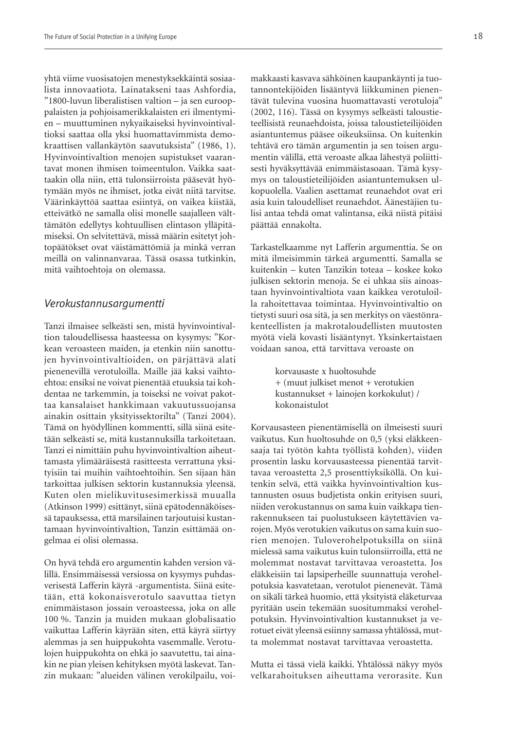yhtä viime vuosisatojen menestyksekkäintä sosiaalista innovaatiota. Lainatakseni taas Ashfordia, "1800-luvun liberalistisen valtion – ja sen eurooppalaisten ja pohjoisamerikkalaisten eri ilmentymien – muuttuminen nykyaikaiseksi hyvinvointivaltioksi saattaa olla yksi huomattavimmista demokraattisen vallankäytön saavutuksista" (1986, 1). Hyvinvointivaltion menojen supistukset vaarantavat monen ihmisen toimeentulon. Vaikka saattaakin olla niin, että tulonsiirroista pääsevät hyötymään myös ne ihmiset, jotka eivät niitä tarvitse. Väärinkäyttöä saattaa esiintyä, on vaikea kiistää, etteivätkö ne samalla olisi monelle saajalleen välttämätön edellytys kohtuullisen elintason ylläpitämiseksi. On selvitettävä, missä määrin esitetyt johtopäätökset ovat väistämättömiä ja minkä verran meillä on valinnanvaraa. Tässä osassa tutkinkin, mitä vaihtoehtoja on olemassa.

## *Verokustannusargumentti*

Tanzi ilmaisee selkeästi sen, mistä hyvinvointivaltion taloudellisessa haasteessa on kysymys: "Korkean veroasteen maiden, ja etenkin niin sanottujen hyvinvointivaltioiden, on pärjättävä alati pienenevillä verotuloilla. Maille jää kaksi vaihtoehtoa: ensiksi ne voivat pienentää etuuksia tai kohdentaa ne tarkemmin, ja toiseksi ne voivat pakottaa kansalaiset hankkimaan vakuutussuojansa ainakin osittain yksityissektorilta" (Tanzi 2004). Tämä on hyödyllinen kommentti, sillä siinä esitetään selkeästi se, mitä kustannuksilla tarkoitetaan. Tanzi ei nimittäin puhu hyvinvointivaltion aiheuttamasta ylimääräisestä rasitteesta verrattuna yksityisiin tai muihin vaihtoehtoihin. Sen sijaan hän tarkoittaa julkisen sektorin kustannuksia yleensä. Kuten olen mielikuvitusesimerkissä muualla (Atkinson 1999) esittänyt, siinä epätodennäköisessä tapauksessa, että marsilainen tarjoutuisi kustantamaan hyvinvointivaltion, Tanzin esittämää ongelmaa ei olisi olemassa.

On hyvä tehdä ero argumentin kahden version välillä. Ensimmäisessä versiossa on kysymys puhdasverisestä Lafferin käyrä -argumentista. Siinä esitetään, että kokonaisverotulo saavuttaa tietyn enimmäistason jossain veroasteessa, joka on alle 100 %. Tanzin ja muiden mukaan globalisaatio vaikuttaa Lafferin käyrään siten, että käyrä siirtyy alemmas ja sen huippukohta vasemmalle. Verotulojen huippukohta on ehkä jo saavutettu, tai ainakin ne pian yleisen kehityksen myötä laskevat. Tanzin mukaan: "alueiden välinen verokilpailu, voimakkaasti kasvava sähköinen kaupankäynti ja tuotannontekijöiden lisääntyvä liikkuminen pienentävät tulevina vuosina huomattavasti verotuloja" (2002, 116). Tässä on kysymys selkeästi taloustieteellisistä reunaehdoista, joissa taloustieteilijöiden asiantuntemus pääsee oikeuksiinsa. On kuitenkin tehtävä ero tämän argumentin ja sen toisen argumentin välillä, että veroaste alkaa lähestyä poliittisesti hyväksyttävää enimmäistasoaan. Tämä kysymys on taloustieteilijöiden asiantuntemuksen ulkopuolella. Vaalien asettamat reunaehdot ovat eri asia kuin taloudelliset reunaehdot. Äänestäjien tulisi antaa tehdä omat valintansa, eikä niistä pitäisi päättää ennakolta.

Tarkastelkaamme nyt Lafferin argumenttia. Se on mitä ilmeisimmin tärkeä argumentti. Samalla se kuitenkin – kuten Tanzikin toteaa – koskee koko julkisen sektorin menoja. Se ei uhkaa siis ainoastaan hyvinvointivaltiota vaan kaikkea verotuloilla rahoitettavaa toimintaa. Hyvinvointivaltio on tietysti suuri osa sitä, ja sen merkitys on väestönrakenteellisten ja makrotaloudellisten muutosten myötä vielä kovasti lisääntynyt. Yksinkertaistaen voidaan sanoa, että tarvittava veroaste on

> korvausaste x huoltosuhde
> + (muut julkiset menot + verotukien kustannukset + lainojen korkokulut) / kokonaistulot

Korvausasteen pienentämisellä on ilmeisesti suuri vaikutus. Kun huoltosuhde on 0,5 (yksi eläkkeensaaja tai työtön kahta työllistä kohden), viiden prosentin lasku korvausasteessa pienentää tarvittavaa veroastetta 2,5 prosenttiyksiköllä. On kuitenkin selvä, että vaikka hyvinvointivaltion kustannusten osuus budjetista onkin erityisen suuri, niiden verokustannus on sama kuin vaikkapa tienrakennukseen tai puolustukseen käytettävien varojen. Myös verotukien vaikutus on sama kuin suorien menojen. Tuloverohelpotuksilla on siinä mielessä sama vaikutus kuin tulonsiirroilla, että ne molemmat nostavat tarvittavaa veroastetta. Jos eläkkeisiin tai lapsiperheille suunnattuja verohelpotuksia kasvatetaan, verotulot pienenevät. Tämä on sikäli tärkeä huomio, että yksityistä eläketurvaa pyritään usein tekemään suositummaksi verohelpotuksin. Hyvinvointivaltion kustannukset ja verotuet eivät yleensä esiinny samassa yhtälössä, mutta molemmat nostavat tarvittavaa veroastetta.

Mutta ei tässä vielä kaikki. Yhtälössä näkyy myös velkarahoituksen aiheuttama verorasite. Kun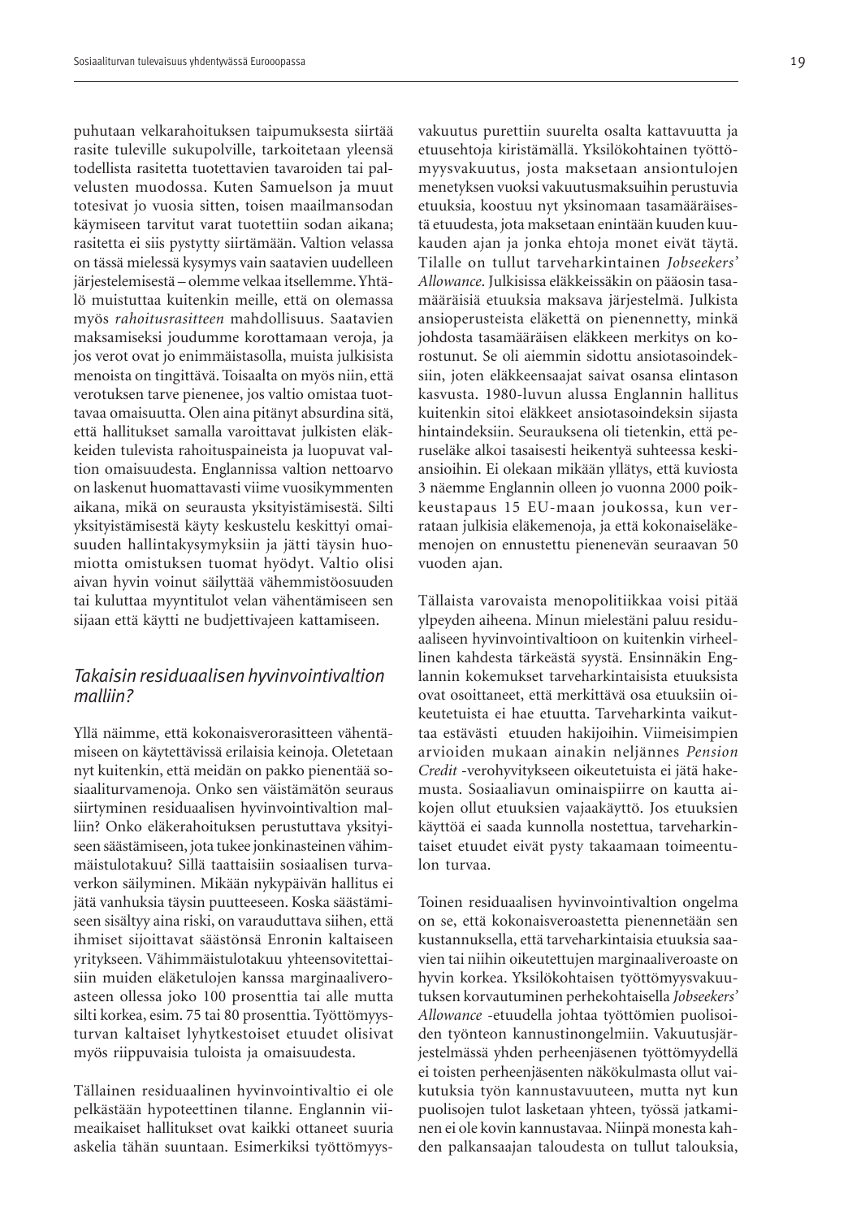puhutaan velkarahoituksen taipumuksesta siirtää rasite tuleville sukupolville, tarkoitetaan yleensä todellista rasitetta tuotettavien tavaroiden tai palvelusten muodossa. Kuten Samuelson ja muut totesivat jo vuosia sitten, toisen maailmansodan käymiseen tarvitut varat tuotettiin sodan aikana; rasitetta ei siis pystytty siirtämään. Valtion velassa on tässä mielessä kysymys vain saatavien uudelleen järjestelemisestä – olemme velkaa itsellemme. Yhtälö muistuttaa kuitenkin meille, että on olemassa myös *rahoitusrasitteen* mahdollisuus. Saatavien maksamiseksi joudumme korottamaan veroja, ja jos verot ovat jo enimmäistasolla, muista julkisista menoista on tingittävä. Toisaalta on myös niin, että verotuksen tarve pienenee, jos valtio omistaa tuottavaa omaisuutta. Olen aina pitänyt absurdina sitä, että hallitukset samalla varoittavat julkisten eläkkeiden tulevista rahoituspaineista ja luopuvat valtion omaisuudesta. Englannissa valtion nettoarvo on laskenut huomattavasti viime vuosikymmenten aikana, mikä on seurausta yksityistämisestä. Silti yksityistämisestä käyty keskustelu keskittyi omaisuuden hallintakysymyksiin ja jätti täysin huomiotta omistuksen tuomat hyödyt. Valtio olisi aivan hyvin voinut säilyttää vähemmistöosuuden tai kuluttaa myyntitulot velan vähentämiseen sen sijaan että käytti ne budjettivajeen kattamiseen.

## *Takaisin residuaalisen hyvinvointivaltion malliin?*

Yllä näimme, että kokonaisverorasitteen vähentämiseen on käytettävissä erilaisia keinoja. Oletetaan nyt kuitenkin, että meidän on pakko pienentää sosiaaliturvamenoja. Onko sen väistämätön seuraus siirtyminen residuaalisen hyvinvointivaltion malliin? Onko eläkerahoituksen perustuttava yksityiseen säästämiseen, jota tukee jonkinasteinen vähimmäistulotakuu? Sillä taattaisiin sosiaalisen turvaverkon säilyminen. Mikään nykypäivän hallitus ei jätä vanhuksia täysin puutteeseen. Koska säästämiseen sisältyy aina riski, on varauduttava siihen, että ihmiset sijoittavat säästönsä Enronin kaltaiseen yritykseen. Vähimmäistulotakuu yhteensovitettaisiin muiden eläketulojen kanssa marginaaliveroasteen ollessa joko 100 prosenttia tai alle mutta silti korkea, esim. 75 tai 80 prosenttia. Työttömyysturvan kaltaiset lyhytkestoiset etuudet olisivat myös riippuvaisia tuloista ja omaisuudesta.

Tällainen residuaalinen hyvinvointivaltio ei ole pelkästään hypoteettinen tilanne. Englannin viimeaikaiset hallitukset ovat kaikki ottaneet suuria askelia tähän suuntaan. Esimerkiksi työttömyysvakuutus purettiin suurelta osalta kattavuutta ja etuusehtoja kiristämällä. Yksilökohtainen työttömyysvakuutus, josta maksetaan ansiontulojen menetyksen vuoksi vakuutusmaksuihin perustuvia etuuksia, koostuu nyt yksinomaan tasamääräisestä etuudesta, jota maksetaan enintään kuuden kuukauden ajan ja jonka ehtoja monet eivät täytä. Tilalle on tullut tarveharkintainen *Jobseekers' Allowance*. Julkisissa eläkkeissäkin on pääosin tasamääräisiä etuuksia maksava järjestelmä. Julkista ansioperusteista eläkettä on pienennetty, minkä johdosta tasamääräisen eläkkeen merkitys on korostunut. Se oli aiemmin sidottu ansiotasoindeksiin, joten eläkkeensaajat saivat osansa elintason kasvusta. 1980-luvun alussa Englannin hallitus kuitenkin sitoi eläkkeet ansiotasoindeksin sijasta hintaindeksiin. Seurauksena oli tietenkin, että peruseläke alkoi tasaisesti heikentyä suhteessa keskiansioihin. Ei olekaan mikään yllätys, että kuviosta 3 näemme Englannin olleen jo vuonna 2000 poikkeustapaus 15 EU-maan joukossa, kun verrataan julkisia eläkemenoja, ja että kokonaiseläkemenojen on ennustettu pienenevän seuraavan 50 vuoden ajan.

Tällaista varovaista menopolitiikkaa voisi pitää ylpeyden aiheena. Minun mielestäni paluu residuaaliseen hyvinvointivaltioon on kuitenkin virheellinen kahdesta tärkeästä syystä. Ensinnäkin Englannin kokemukset tarveharkintaisista etuuksista ovat osoittaneet, että merkittävä osa etuuksiin oikeutetuista ei hae etuutta. Tarveharkinta vaikuttaa estävästi etuuden hakijoihin. Viimeisimpien arvioiden mukaan ainakin neljännes *Pension Credit* -verohyvitykseen oikeutetuista ei jätä hakemusta. Sosiaaliavun ominaispiirre on kautta aikojen ollut etuuksien vajaakäyttö. Jos etuuksien käyttöä ei saada kunnolla nostettua, tarveharkintaiset etuudet eivät pysty takaamaan toimeentulon turvaa.

Toinen residuaalisen hyvinvointivaltion ongelma on se, että kokonaisveroastetta pienennetään sen kustannuksella, että tarveharkintaisia etuuksia saavien tai niihin oikeutettujen marginaaliveroaste on hyvin korkea. Yksilökohtaisen työttömyysvakuutuksen korvautuminen perhekohtaisella *Jobseekers' Allowance* -etuudella johtaa työttömien puolisoiden työnteon kannustinongelmiin. Vakuutusjärjestelmässä yhden perheenjäsenen työttömyydellä ei toisten perheenjäsenten näkökulmasta ollut vaikutuksia työn kannustavuuteen, mutta nyt kun puolisojen tulot lasketaan yhteen, työssä jatkaminen ei ole kovin kannustavaa. Niinpä monesta kahden palkansaajan taloudesta on tullut talouksia,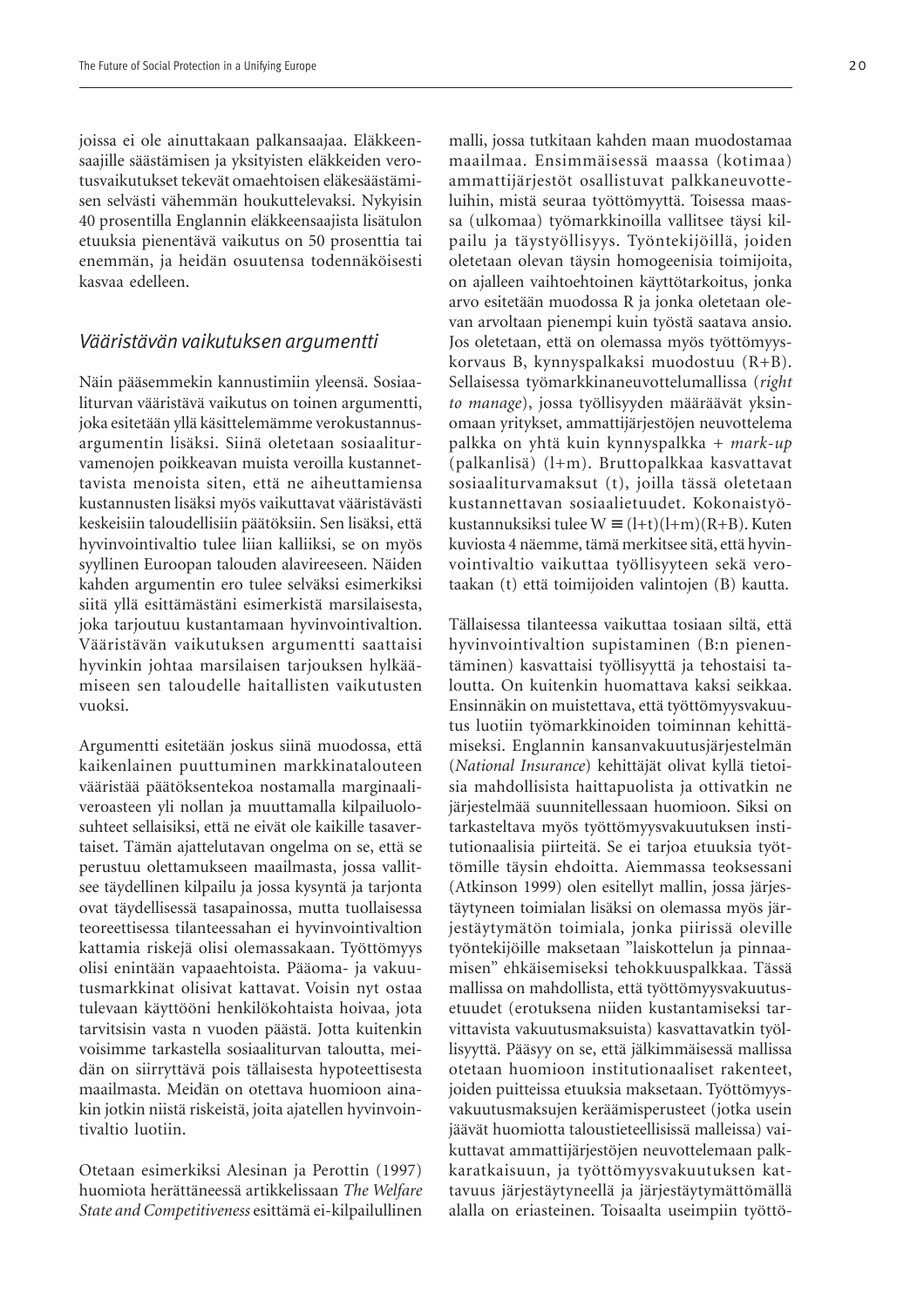joissa ei ole ainuttakaan palkansaajaa. Eläkkeensaajille säästämisen ja yksityisten eläkkeiden verotusvaikutukset tekevät omaehtoisen eläkesäästämisen selvästi vähemmän houkuttelevaksi. Nykyisin 40 prosentilla Englannin eläkkeensaajista lisätulon etuuksia pienentävä vaikutus on 50 prosenttia tai enemmän, ja heidän osuutensa todennäköisesti kasvaa edelleen.

## *Vääristävän vaikutuksen argumentti*

Näin pääsemmekin kannustimiin yleensä. Sosiaaliturvan vääristävä vaikutus on toinen argumentti, joka esitetään yllä käsittelemämme verokustannusargumentin lisäksi. Siinä oletetaan sosiaaliturvamenojen poikkeavan muista veroilla kustannettavista menoista siten, että ne aiheuttamiensa kustannusten lisäksi myös vaikuttavat vääristävästi keskeisiin taloudellisiin päätöksiin. Sen lisäksi, että hyvinvointivaltio tulee liian kalliiksi, se on myös syyllinen Euroopan talouden alavireeseen. Näiden kahden argumentin ero tulee selväksi esimerkiksi siitä yllä esittämästäni esimerkistä marsilaisesta, joka tarjoutuu kustantamaan hyvinvointivaltion. Vääristävän vaikutuksen argumentti saattaisi hyvinkin johtaa marsilaisen tarjouksen hylkäämiseen sen taloudelle haitallisten vaikutusten vuoksi.

Argumentti esitetään joskus siinä muodossa, että kaikenlainen puuttuminen markkinatalouteen vääristää päätöksentekoa nostamalla marginaaliveroasteen yli nollan ja muuttamalla kilpailuolosuhteet sellaisiksi, että ne eivät ole kaikille tasavertaiset. Tämän ajattelutavan ongelma on se, että se perustuu olettamukseen maailmasta, jossa vallitsee täydellinen kilpailu ja jossa kysyntä ja tarjonta ovat täydellisessä tasapainossa, mutta tuollaisessa teoreettisessa tilanteessahan ei hyvinvointivaltion kattamia riskejä olisi olemassakaan. Työttömyys olisi enintään vapaaehtoista. Pääoma- ja vakuutusmarkkinat olisivat kattavat. Voisin nyt ostaa tulevaan käyttööni henkilökohtaista hoivaa, jota tarvitsisin vasta n vuoden päästä. Jotta kuitenkin voisimme tarkastella sosiaaliturvan taloutta, meidän on siirryttävä pois tällaisesta hypoteettisesta maailmasta. Meidän on otettava huomioon ainakin jotkin niistä riskeistä, joita ajatellen hyvinvointivaltio luotiin.

Otetaan esimerkiksi Alesinan ja Perottin (1997) huomiota herättäneessä artikkelissaan *The Welfare State and Competitiveness* esittämä ei-kilpailullinen malli, jossa tutkitaan kahden maan muodostamaa maailmaa. Ensimmäisessä maassa (kotimaa) ammattijärjestöt osallistuvat palkkaneuvotteluihin, mistä seuraa työttömyyttä. Toisessa maassa (ulkomaa) työmarkkinoilla vallitsee täysi kilpailu ja täystyöllisyys. Työntekijöillä, joiden oletetaan olevan täysin homogeenisia toimijoita, on ajalleen vaihtoehtoinen käyttötarkoitus, jonka arvo esitetään muodossa R ja jonka oletetaan olevan arvoltaan pienempi kuin työstä saatava ansio. Jos oletetaan, että on olemassa myös työttömyyskorvaus B, kynnyspalkaksi muodostuu (R+B). Sellaisessa työmarkkinaneuvottelumallissa (*right to manage*), jossa työllisyyden määräävät yksinomaan yritykset, ammattijärjestöjen neuvottelema palkka on yhtä kuin kynnyspalkka + *mark-up* (palkanlisä) (l+m). Bruttopalkkaa kasvattavat sosiaaliturvamaksut (t), joilla tässä oletetaan kustannettavan sosiaalietuudet. Kokonaistyökustannuksiksi tulee $W \equiv (l+t)(l+m)(R+B)$. Kuten kuviosta 4 näemme, tämä merkitsee sitä, että hyvinvointivaltio vaikuttaa työllisyyteen sekä verotaakan (t) että toimijoiden valintojen (B) kautta.

Tällaisessa tilanteessa vaikuttaa tosiaan siltä, että hyvinvointivaltion supistaminen (B:n pienentäminen) kasvattaisi työllisyyttä ja tehostaisi taloutta. On kuitenkin huomattava kaksi seikkaa. Ensinnäkin on muistettava, että työttömyysvakuutus luotiin työmarkkinoiden toiminnan kehittämiseksi. Englannin kansanvakuutusjärjestelmän (*National Insurance*) kehittäjät olivat kyllä tietoisia mahdollisista haittapuolista ja ottivatkin ne järjestelmää suunnitellessaan huomioon. Siksi on tarkasteltava myös työttömyysvakuutuksen institutionaalisia piirteitä. Se ei tarjoa etuuksia työttömille täysin ehdoitta. Aiemmassa teoksessani (Atkinson 1999) olen esitellyt mallin, jossa järjestäytyneen toimialan lisäksi on olemassa myös järjestäytymätön toimiala, jonka piirissä oleville työntekijöille maksetaan "laiskottelun ja pinnaamisen" ehkäisemiseksi tehokkuuspalkkaa. Tässä mallissa on mahdollista, että työttömyysvakuutusetuudet (erotuksena niiden kustantamiseksi tarvittavista vakuutusmaksuista) kasvattavatkin työllisyyttä. Pääsyy on se, että jälkimmäisessä mallissa otetaan huomioon institutionaaliset rakenteet, joiden puitteissa etuuksia maksetaan. Työttömyysvakuutusmaksujen keräämisperusteet (jotka usein jäävät huomiotta taloustieteellisissä malleissa) vaikuttavat ammattijärjestöjen neuvottelemaan palkkaratkaisuun, ja työttömyysvakuutuksen kattavuus järjestäytyneellä ja järjestäytymättömällä alalla on eriasteinen. Toisaalta useimpiin työttö-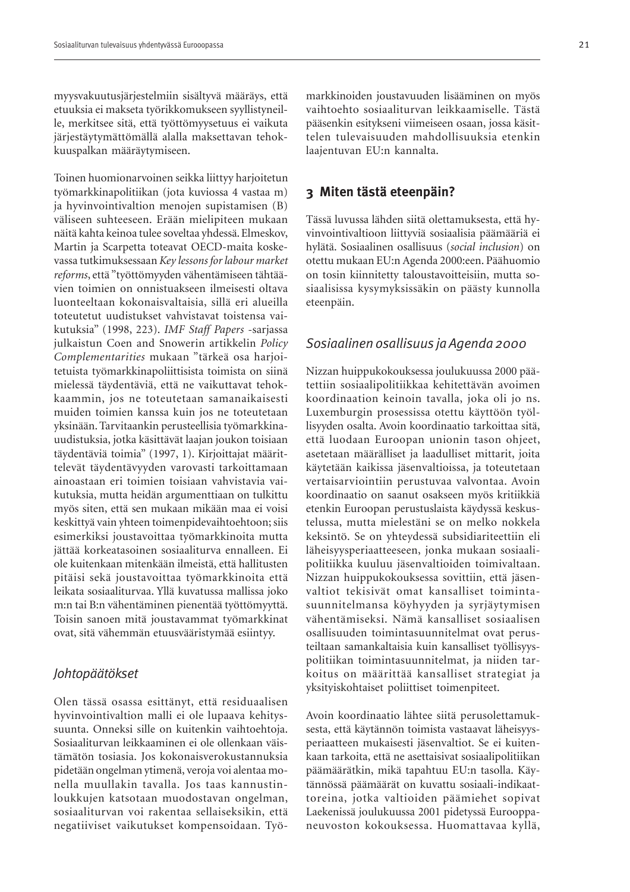myysvakuutusjärjestelmiin sisältyvä määräys, että etuuksia ei makseta työrikkomukseen syyllistyneille, merkitsee sitä, että työttömyysetuus ei vaikuta järjestäytymättömällä alalla maksettavan tehokkuuspalkan määräytymiseen.

Toinen huomionarvoinen seikka liittyy harjoitetun työmarkkinapolitiikan (jota kuviossa 4 vastaa m) ja hyvinvointivaltion menojen supistamisen (B) väliseen suhteeseen. Erään mielipiteen mukaan näitä kahta keinoa tulee soveltaa yhdessä. Elmeskov, Martin ja Scarpetta toteavat OECD-maita koskevassa tutkimuksessaan *Key lessons for labour market reforms*, että "työttömyyden vähentämiseen tähtäävien toimien on onnistuakseen ilmeisesti oltava luonteeltaan kokonaisvaltaisia, sillä eri alueilla toteutetut uudistukset vahvistavat toistensa vaikutuksia" (1998, 223). *IMF Staff Papers* -sarjassa julkaistun Coen and Snowerin artikkelin *Policy Complementarities* mukaan "tärkeä osa harjoitetuista työmarkkinapoliittisista toimista on siinä mielessä täydentäviä, että ne vaikuttavat tehokkaammin, jos ne toteutetaan samanaikaisesti muiden toimien kanssa kuin jos ne toteutetaan yksinään. Tarvitaankin perusteellisia työmarkkinauudistuksia, jotka käsittävät laajan joukon toisiaan täydentäviä toimia" (1997, 1). Kirjoittajat määrittelevät täydentävyyden varovasti tarkoittamaan ainoastaan eri toimien toisiaan vahvistavia vaikutuksia, mutta heidän argumenttiaan on tulkittu myös siten, että sen mukaan mikään maa ei voisi keskittyä vain yhteen toimenpidevaihtoehtoon; siis esimerkiksi joustavoittaa työmarkkinoita mutta jättää korkeatasoinen sosiaaliturva ennalleen. Ei ole kuitenkaan mitenkään ilmeistä, että hallitusten pitäisi sekä joustavoittaa työmarkkinoita että leikata sosiaaliturvaa. Yllä kuvatussa mallissa joko m:n tai B:n vähentäminen pienentää työttömyyttä. Toisin sanoen mitä joustavammat työmarkkinat ovat, sitä vähemmän etuusvääristymää esiintyy.

### *Johtopäätökset*

Olen tässä osassa esittänyt, että residuaalisen hyvinvointivaltion malli ei ole lupaava kehityssuunta. Onneksi sille on kuitenkin vaihtoehtoja. Sosiaaliturvan leikkaaminen ei ole ollenkaan väistämätön tosiasia. Jos kokonaisverokustannuksia pidetään ongelman ytimenä, veroja voi alentaa monella muullakin tavalla. Jos taas kannustinloukkujen katsotaan muodostavan ongelman, sosiaaliturvan voi rakentaa sellaiseksikin, että negatiiviset vaikutukset kompensoidaan. Työmarkkinoiden joustavuuden lisääminen on myös vaihtoehto sosiaaliturvan leikkaamiselle. Tästä pääsenkin esitykseni viimeiseen osaan, jossa käsittelen tulevaisuuden mahdollisuuksia etenkin laajentuvan EU:n kannalta.

## 3 Miten tästä eteenpäin?

Tässä luvussa lähden siitä olettamuksesta, että hyvinvointivaltioon liittyviä sosiaalisia päämääriä ei hylätä. Sosiaalinen osallisuus (*social inclusion*) on otettu mukaan EU:n Agenda 2000:een. Päähuomio on tosin kiinnitetty taloustavoitteisiin, mutta sosiaalisissa kysymyksissäkin on päästy kunnolla eteenpäin.

### *Sosiaalinen osallisuus ja Agenda 2000*

Nizzan huippukokouksessa joulukuussa 2000 päätettiin sosiaalipolitiikkaa kehitettävän avoimen koordinaation keinoin tavalla, joka oli jo ns. Luxemburgin prosessissa otettu käyttöön työllisyyden osalta. Avoin koordinaatio tarkoittaa sitä, että luodaan Euroopan unionin tason ohjeet, asetetaan määrälliset ja laadulliset mittarit, joita käytetään kaikissa jäsenvaltioissa, ja toteutetaan vertaisarviointiin perustuvaa valvontaa. Avoin koordinaatio on saanut osakseen myös kritiikkiä etenkin Euroopan perustuslaista käydyssä keskustelussa, mutta mielestäni se on melko nokkela keksintö. Se on yhteydessä subsidiariteettiin eli läheisyysperiaatteeseen, jonka mukaan sosiaalipolitiikka kuuluu jäsenvaltioiden toimivaltaan. Nizzan huippukokouksessa sovittiin, että jäsenvaltiot tekisivät omat kansalliset toimintasuunnitelmansa köyhyyden ja syrjäytymisen vähentämiseksi. Nämä kansalliset sosiaalisen osallisuuden toimintasuunnitelmat ovat perusteiltaan samankaltaisia kuin kansalliset työllisyyspolitiikan toimintasuunnitelmat, ja niiden tarkoitus on määrittää kansalliset strategiat ja yksityiskohtaiset poliittiset toimenpiteet.

Avoin koordinaatio lähtee siitä perusolettamuksesta, että käytännön toimista vastaavat läheisyysperiaatteen mukaisesti jäsenvaltiot. Se ei kuitenkaan tarkoita, että ne asettaisivat sosiaalipolitiikan päämäärätkin, mikä tapahtuu EU:n tasolla. Käytännössä päämäärät on kuvattu sosiaali-indikaattoreina, jotka valtioiden päämiehet sopivat Laekenissä joulukuussa 2001 pidetyssä Eurooppaneuvoston kokouksessa. Huomattavaa kyllä,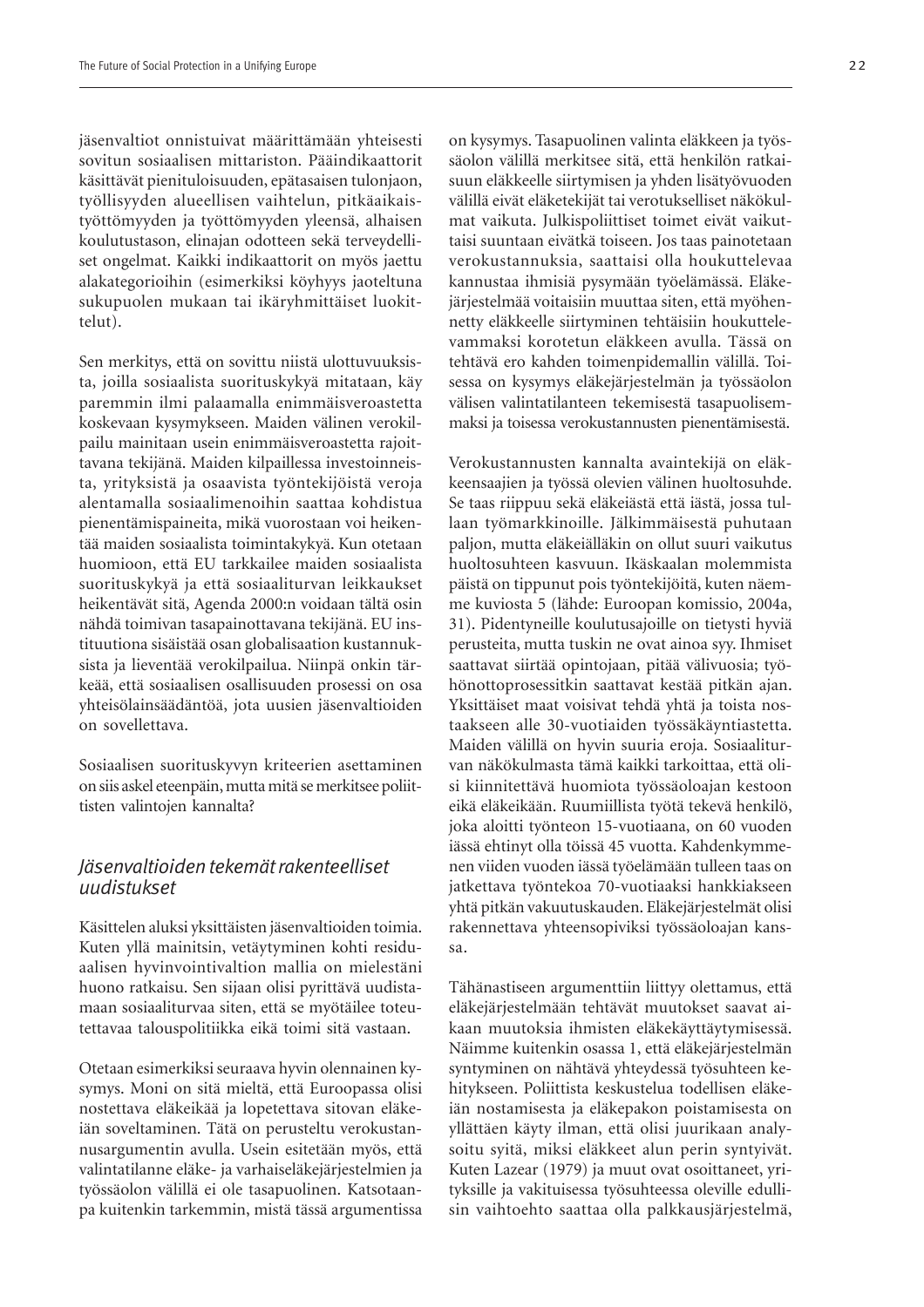jäsenvaltiot onnistuivat määrittämään yhteisesti sovitun sosiaalisen mittariston. Pääindikaattorit käsittävät pienituloisuuden, epätasaisen tulonjaon, työllisyyden alueellisen vaihtelun, pitkäaikaistyöttömyyden ja työttömyyden yleensä, alhaisen koulutustason, elinajan odotteen sekä terveydelliset ongelmat. Kaikki indikaattorit on myös jaettu alakategorioihin (esimerkiksi köyhyys jaoteltuna sukupuolen mukaan tai ikäryhmittäiset luokittelut).

Sen merkitys, että on sovittu niistä ulottuvuuksista, joilla sosiaalista suorituskykyä mitataan, käy paremmin ilmi palaamalla enimmäisveroastetta koskevaan kysymykseen. Maiden välinen verokilpailu mainitaan usein enimmäisveroastetta rajoittavana tekijänä. Maiden kilpaillessa investoinneista, yrityksistä ja osaavista työntekijöistä veroja alentamalla sosiaalimenoihin saattaa kohdistua pienentämispaineita, mikä vuorostaan voi heikentää maiden sosiaalista toimintakykyä. Kun otetaan huomioon, että EU tarkkailee maiden sosiaalista suorituskykyä ja että sosiaaliturvan leikkaukset heikentävät sitä, Agenda 2000:n voidaan tältä osin nähdä toimivan tasapainottavana tekijänä. EU instituutiona sisäistää osan globalisaation kustannuksista ja lieventää verokilpailua. Niinpä onkin tärkeää, että sosiaalisen osallisuuden prosessi on osa yhteisölainsäädäntöä, jota uusien jäsenvaltioiden on sovellettava.

Sosiaalisen suorituskyvyn kriteerien asettaminen on siis askel eteenpäin, mutta mitä se merkitsee poliittisten valintojen kannalta?

### *Jäsenvaltioiden tekemät rakenteelliset uudistukset*

Käsittelen aluksi yksittäisten jäsenvaltioiden toimia. Kuten yllä mainitsin, vetäytyminen kohti residuaalisen hyvinvointivaltion mallia on mielestäni huono ratkaisu. Sen sijaan olisi pyrittävä uudistamaan sosiaaliturvaa siten, että se myötäilee toteutettavaa talouspolitiikka eikä toimi sitä vastaan.

Otetaan esimerkiksi seuraava hyvin olennainen kysymys. Moni on sitä mieltä, että Euroopassa olisi nostettava eläkeikää ja lopetettava sitovan eläkeiän soveltaminen. Tätä on perusteltu verokustannusargumentin avulla. Usein esitetään myös, että valintatilanne eläke- ja varhaiseläkejärjestelmien ja työssäolon välillä ei ole tasapuolinen. Katsotaanpa kuitenkin tarkemmin, mistä tässä argumentissa on kysymys. Tasapuolinen valinta eläkkeen ja työssäolon välillä merkitsee sitä, että henkilön ratkaisuun eläkkeelle siirtymisen ja yhden lisätyövuoden välillä eivät eläketekijät tai verotukselliset näkökulmat vaikuta. Julkispoliittiset toimet eivät vaikuttaisi suuntaan eivätkä toiseen. Jos taas painotetaan verokustannuksia, saattaisi olla houkuttelevaa kannustaa ihmisiä pysymään työelämässä. Eläkejärjestelmää voitaisiin muuttaa siten, että myöhennetty eläkkeelle siirtyminen tehtäisiin houkuttelevammaksi korotetun eläkkeen avulla. Tässä on tehtävä ero kahden toimenpidemallin välillä. Toisessa on kysymys eläkejärjestelmän ja työssäolon välisen valintatilanteen tekemisestä tasapuolisemmaksi ja toisessa verokustannusten pienentämisestä.

Verokustannusten kannalta avaintekijä on eläkkeensaajien ja työssä olevien välinen huoltosuhde. Se taas riippuu sekä eläkeiästä että iästä, jossa tullaan työmarkkinoille. Jälkimmäisestä puhutaan paljon, mutta eläkeiälläkin on ollut suuri vaikutus huoltosuhteen kasvuun. Ikäskaalan molemmista päistä on tippunut pois työntekijöitä, kuten näemme kuviosta 5 (lähde: Euroopan komissio, 2004a, 31). Pidentyneille koulutusajoille on tietysti hyviä perusteita, mutta tuskin ne ovat ainoa syy. Ihmiset saattavat siirtää opintojaan, pitää välivuosia; työhönottoprosessitkin saattavat kestää pitkän ajan. Yksittäiset maat voisivat tehdä yhtä ja toista nostaakseen alle 30-vuotiaiden työssäkäyntiastetta. Maiden välillä on hyvin suuria eroja. Sosiaaliturvan näkökulmasta tämä kaikki tarkoittaa, että olisi kiinnitettävä huomiota työssäoloajan kestoon eikä eläkeikään. Ruumiillista työtä tekevä henkilö, joka aloitti työnteon 15-vuotiaana, on 60 vuoden iässä ehtinyt olla töissä 45 vuotta. Kahdenkymmenen viiden vuoden iässä työelämään tulleen taas on jatkettava työntekoa 70-vuotiaaksi hankkiakseen yhtä pitkän vakuutuskauden. Eläkejärjestelmät olisi rakennettava yhteensopiviksi työssäoloajan kanssa.

Tähänastiseen argumenttiin liittyy olettamus, että eläkejärjestelmään tehtävät muutokset saavat aikaan muutoksia ihmisten eläkekäyttäytymisessä. Näimme kuitenkin osassa 1, että eläkejärjestelmän syntyminen on nähtävä yhteydessä työsuhteen kehitykseen. Poliittista keskustelua todellisen eläkeiän nostamisesta ja eläkepakon poistamisesta on yllättäen käyty ilman, että olisi juurikaan analysoitu syitä, miksi eläkkeet alun perin syntyivät. Kuten Lazear (1979) ja muut ovat osoittaneet, yrityksille ja vakituisessa työsuhteessa oleville edullisin vaihtoehto saattaa olla palkkausjärjestelmä,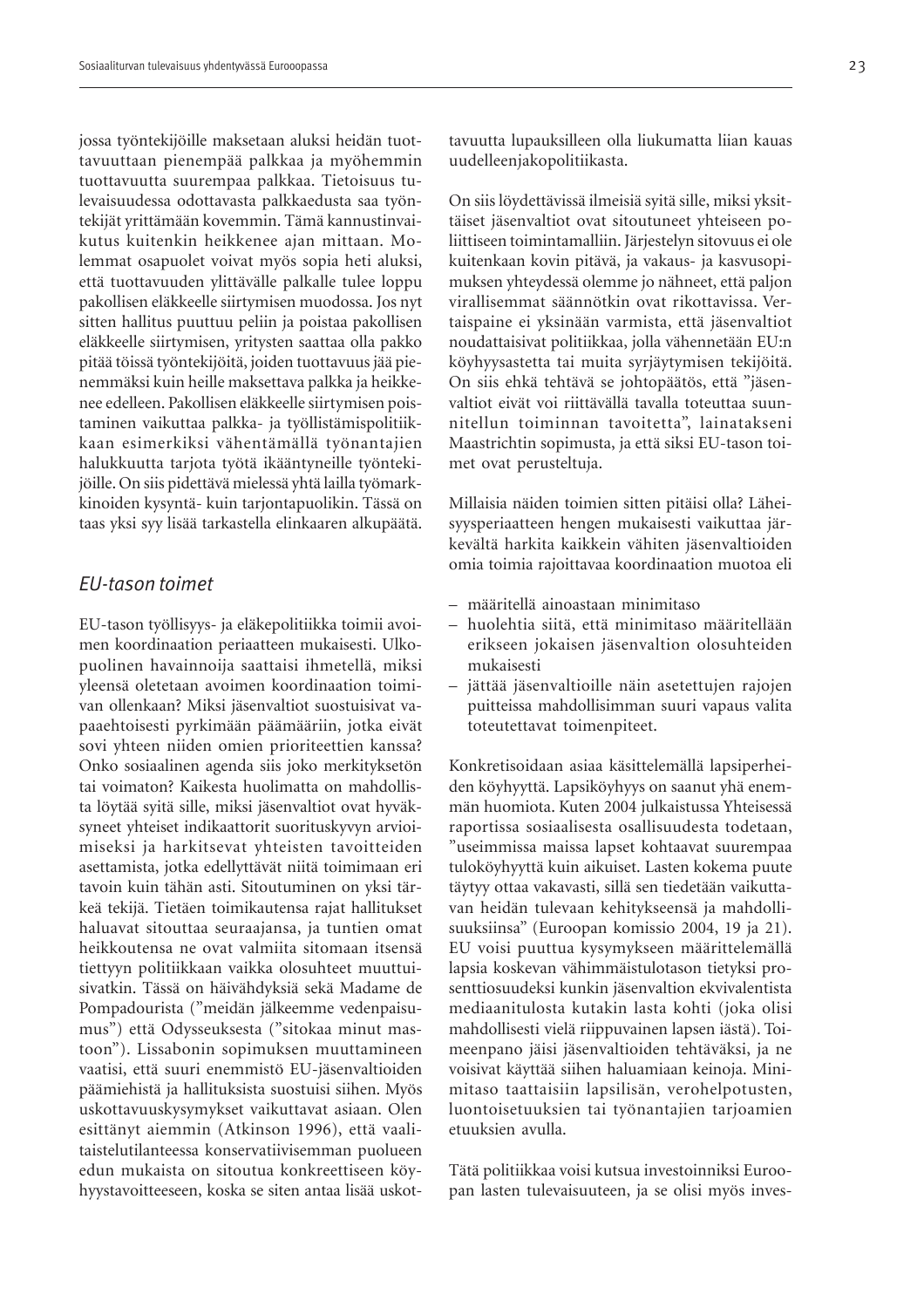jossa työntekijöille maksetaan aluksi heidän tuottavuuttaan pienempää palkkaa ja myöhemmin tuottavuutta suurempaa palkkaa. Tietoisuus tulevaisuudessa odottavasta palkkaedusta saa työntekijät yrittämään kovemmin. Tämä kannustinvaikutus kuitenkin heikkenee ajan mittaan. Molemmat osapuolet voivat myös sopia heti aluksi, että tuottavuuden ylittävälle palkalle tulee loppu pakollisen eläkkeelle siirtymisen muodossa. Jos nyt sitten hallitus puuttuu peliin ja poistaa pakollisen eläkkeelle siirtymisen, yritysten saattaa olla pakko pitää töissä työntekijöitä, joiden tuottavuus jää pienemmäksi kuin heille maksettava palkka ja heikkenee edelleen. Pakollisen eläkkeelle siirtymisen poistaminen vaikuttaa palkka- ja työllistämispolitiikkaan esimerkiksi vähentämällä työnantajien halukkuutta tarjota työtä ikääntyneille työntekijöille. On siis pidettävä mielessä yhtä lailla työmarkkinoiden kysyntä- kuin tarjontapuolikin. Tässä on taas yksi syy lisää tarkastella elinkaaren alkupäätä.

## *EU-tason toimet*

EU-tason työllisyys- ja eläkepolitiikka toimii avoimen koordinaation periaatteen mukaisesti. Ulkopuolinen havainnoija saattaisi ihmetellä, miksi yleensä oletetaan avoimen koordinaation toimivan ollenkaan? Miksi jäsenvaltiot suostuisivat vapaaehtoisesti pyrkimään päämääriin, jotka eivät sovi yhteen niiden omien prioriteettien kanssa? Onko sosiaalinen agenda siis joko merkityksetön tai voimaton? Kaikesta huolimatta on mahdollista löytää syitä sille, miksi jäsenvaltiot ovat hyväksyneet yhteiset indikaattorit suorituskyvyn arvioimiseksi ja harkitsevat yhteisten tavoitteiden asettamista, jotka edellyttävät niitä toimimaan eri tavoin kuin tähän asti. Sitoutuminen on yksi tärkeä tekijä. Tietäen toimikautensa rajat hallitukset haluavat sitouttaa seuraajansa, ja tuntien omat heikkoutensa ne ovat valmiita sitomaan itsensä tiettyyn politiikkaan vaikka olosuhteet muuttuisivatkin. Tässä on häivähdyksiä sekä Madame de Pompadourista (”meidän jälkeemme vedenpaisumus”) että Odysseuksesta (”sitokaa minut mastoon”). Lissabonin sopimuksen muuttamineen vaatisi, että suuri enemmistö EU-jäsenvaltioiden päämiehistä ja hallituksista suostuisi siihen. Myös uskottavuuskysymykset vaikuttavat asiaan. Olen esittänyt aiemmin (Atkinson 1996), että vaalitaistelutilanteessa konservatiivisemman puolueen edun mukaista on sitoutua konkreettiseen köyhyystavoitteeseen, koska se siten antaa lisää uskottavuutta lupauksilleen olla liukumatta liian kauas uudelleenjakopolitiikasta.

On siis löydettävissä ilmeisiä syitä sille, miksi yksittäiset jäsenvaltiot ovat sitoutuneet yhteiseen poliittiseen toimintamalliin. Järjestelyn sitovuus ei ole kuitenkaan kovin pitävä, ja vakaus- ja kasvusopimuksen yhteydessä olemme jo nähneet, että paljon virallisemmat säännötkin ovat rikottavissa. Vertaispaine ei yksinään varmista, että jäsenvaltiot noudattaisivat politiikkaa, jolla vähennetään EU:n köyhyysastetta tai muita syrjäytymisen tekijöitä. On siis ehkä tehtävä se johtopäätös, että ”jäsenvaltiot eivät voi riittävällä tavalla toteuttaa suunnitellun toiminnan tavoitetta”, lainatakseni Maastrichtin sopimusta, ja että siksi EU-tason toimet ovat perusteltuja.

Millaisia näiden toimien sitten pitäisi olla? Läheisyysperiaatteen hengen mukaisesti vaikuttaa järkevältä harkita kaikkein vähiten jäsenvaltioiden omia toimia rajoittavaa koordinaation muotoa eli

- määritellä ainoastaan minimitaso
- huolehtia siitä, että minimitaso määritellään erikseen jokaisen jäsenvaltion olosuhteiden mukaisesti
- jättää jäsenvaltioille näin asetettujen rajojen puitteissa mahdollisimman suuri vapaus valita toteutettavat toimenpiteet.

Konkretisoidaan asiaa käsittelemällä lapsiperheiden köyhyyttä. Lapsiköyhyys on saanut yhä enemmän huomiota. Kuten 2004 julkaistussa Yhteisessä raportissa sosiaalisesta osallisuudesta todetaan, ”useimmissa maissa lapset kohtaavat suurempaa tuloköyhyyttä kuin aikuiset. Lasten kokema puute täytyy ottaa vakavasti, sillä sen tiedetään vaikuttavan heidän tulevaan kehitykseensä ja mahdollisuuksiinsa” (Euroopan komissio 2004, 19 ja 21). EU voisi puuttua kysymykseen määrittelemällä lapsia koskevan vähimmäistulotason tietyksi prosenttiosuudeksi kunkin jäsenvaltion ekvivalentista mediaanitulosta kutakin lasta kohti (joka olisi mahdollisesti vielä riippuvainen lapsen iästä). Toimeenpano jäisi jäsenvaltioiden tehtäväksi, ja ne voisivat käyttää siihen haluamiaan keinoja. Minimitaso taattaisiin lapsilisän, verohelpotusten, luontoisetuuksien tai työnantajien tarjoamien etuuksien avulla.

Tätä politiikkaa voisi kutsua investoinniksi Euroopan lasten tulevaisuuteen, ja se olisi myös inves-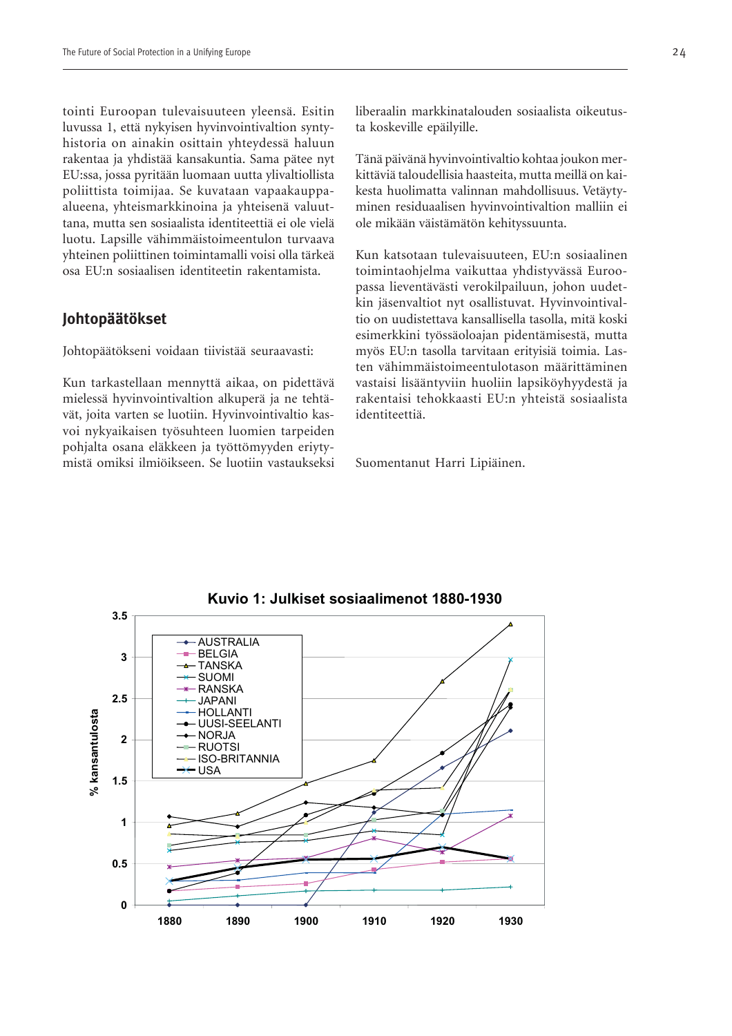tointi Euroopan tulevaisuuteen yleensä. Esitin luvussa 1, että nykyisen hyvinvointivaltion syntyhistoria on ainakin osittain yhteydessä haluun rakentaa ja yhdistää kansakuntia. Sama pätee nyt EU:ssa, jossa pyritään luomaan uutta ylivaltiollista poliittista toimijaa. Se kuvataan vapaakauppa-alueena, yhteismarkkinoina ja yhteisenä valuuttana, mutta sen sosiaalista identiteettiä ei ole vielä luotu. Lapsille vähimmäistoimeentulon turvaava yhteinen poliittinen toimintamalli voisi olla tärkeä osa EU:n sosiaalisen identiteetin rakentamista.

## Johtopäätökset

Johtopäätökseni voidaan tiivistää seuraavasti:

Kun tarkastellaan mennyttä aikaa, on pidettävä mielessä hyvinvointivaltion alkuperä ja ne tehtävät, joita varten se luotiin. Hyvinvointivaltio kasvoi nykyaikaisen työsuhteen luomien tarpeiden pohjalta osana eläkkeen ja työttömyyden eriytymistä omiksi ilmiöikseen. Se luotiin vastaukseksi liberaalin markkinatalouden sosiaalista oikeutusta koskeville epäilyille.

Tänä päivänä hyvinvointivaltio kohtaa joukon merkittäviä taloudellisia haasteita, mutta meillä on kaikesta huolimatta valinnan mahdollisuus. Vetäytyminen residuaalisen hyvinvointivaltion malliin ei ole mikään väistämätön kehityssuunta.

Kun katsotaan tulevaisuuteen, EU:n sosiaalinen toimintaohjelma vaikuttaa yhdistyvässä Euroopassa lieventävästi verokilpailuun, johon uudetkin jäsenvaltiot nyt osallistuvat. Hyvinvointivaltio on uudistettava kansallisella tasolla, mitä koski esimerkkini työssäoloajan pidentämisestä, mutta myös EU:n tasolla tarvitaan erityisiä toimia. Lasten vähimmäistoimeentulotason määrittäminen vastaisi lisääntyviin huoliin lapsiköyhyydestä ja rakentaisi tehokkaasti EU:n yhteistä sosiaalista identiteettiä.

Suomentanut Harri Lipiäinen.

**Kuvio 1: Julkiset sosiaalimenot 1880-1930**

% kansantulosta

AUSTRALIA, BELGIA, TANSKA, SUOMI, RANSKA, JAPANI, HOLLANTI, UUSI-SEELANTI, NORJA, RUOTSI, ISO-BRITANNIA, USA

1880, 1890, 1900, 1910, 1920, 1930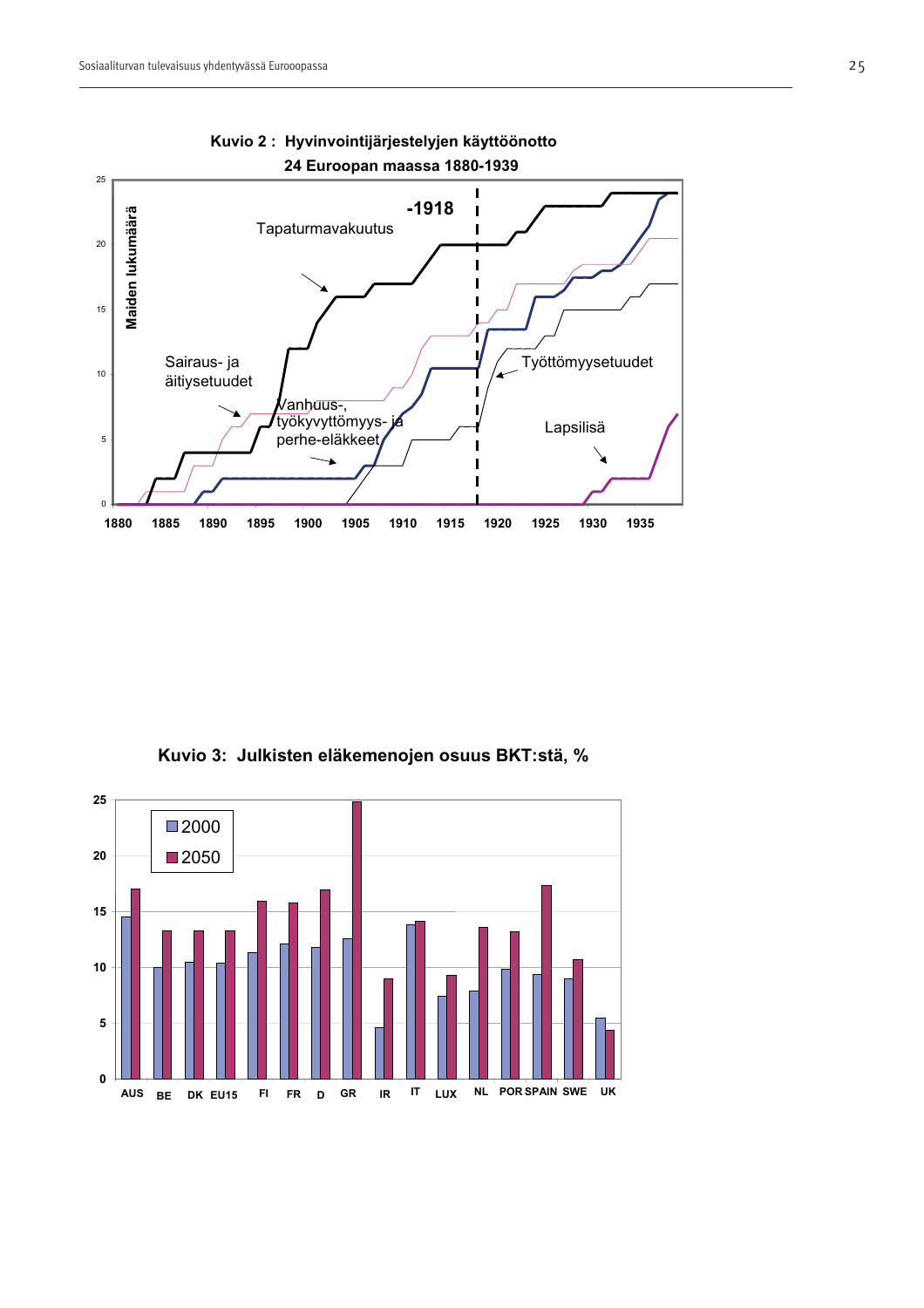**Kuvio 2 : Hyvinvointijärjestelyjen käyttöönotto 24 Euroopan maassa 1880-1939**

Maiden lukumäärä

-1918

Tapaturmavakuutus

Sairaus- ja äitiysetuudet

Vanhuus-, työkyvyttömyys- ja perhe-eläkkeet

Työttömyysetuudet

Lapsilisä

**Kuvio 3: Julkisten eläkemenojen osuus BKT:stä, %**

| | AUS | BE | DK | EU15 | FI | FR | D | GR | IR | IT | LUX | NL | POR | SPAIN | SWE | UK |
|---|---|---|---|---|---|---|---|---|---|---|---|---|---|---|---|---|
| 2000 | 14.5 | 10 | 10.5 | 10.4 | 11.3 | 12.1 | 11.8 | 12.6 | 4.6 | 13.8 | 7.4 | 7.9 | 9.8 | 9.4 | 9 | 5.5 |
| 2050 | 17 | 13.3 | 13.3 | 13.3 | 15.9 | 15.8 | 16.9 | 24.8 | 9 | 14.1 | 9.3 | 13.6 | 13.2 | 17.3 | 10.7 | 4.4 |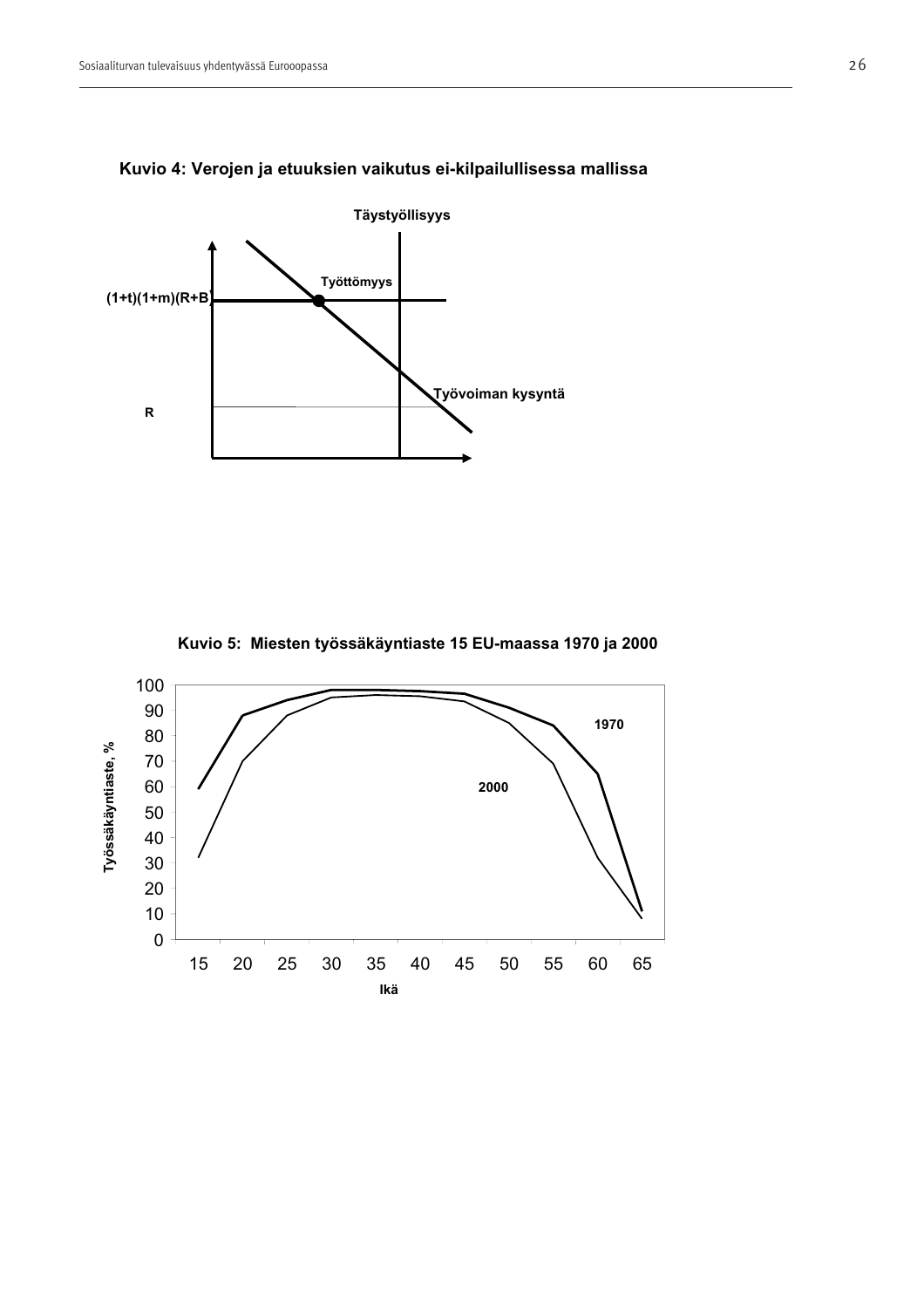**Kuvio 4: Verojen ja etuuksien vaikutus ei-kilpailullisessa mallissa**

Täystyöllisyys

Työttömyys

$(1+t)(1+m)(R+B)$

Työvoiman kysyntä

R

**Kuvio 5: Miesten työssäkäyntiaste 15 EU-maassa 1970 ja 2000**

Työssäkäyntiaste, %

100
90
80
70
60
50
40
30
20
10
0

15 20 25 30 35 40 45 50 55 60 65

Ikä

1970

2000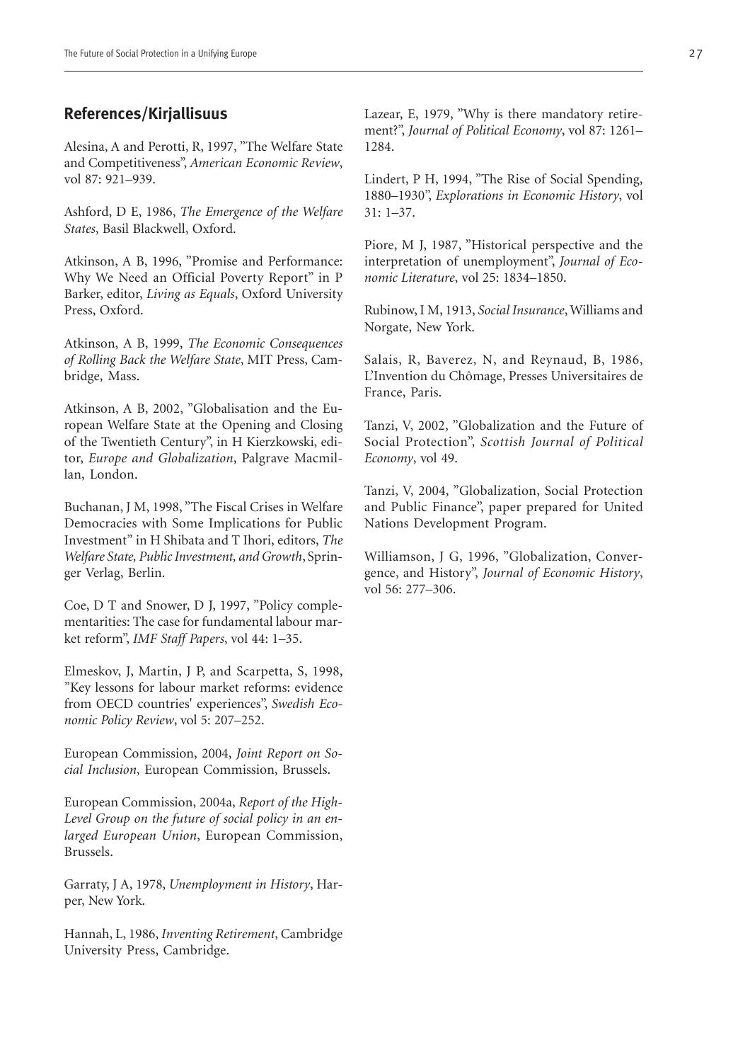## References/Kirjallisuus

Alesina, A and Perotti, R, 1997, "The Welfare State and Competitiveness", *American Economic Review*, vol 87: 921–939.

Ashford, D E, 1986, *The Emergence of the Welfare States*, Basil Blackwell, Oxford.

Atkinson, A B, 1996, "Promise and Performance: Why We Need an Official Poverty Report" in P Barker, editor, *Living as Equals*, Oxford University Press, Oxford.

Atkinson, A B, 1999, *The Economic Consequences of Rolling Back the Welfare State*, MIT Press, Cambridge, Mass.

Atkinson, A B, 2002, "Globalisation and the European Welfare State at the Opening and Closing of the Twentieth Century", in H Kierzkowski, editor, *Europe and Globalization*, Palgrave Macmillan, London.

Buchanan, J M, 1998, "The Fiscal Crises in Welfare Democracies with Some Implications for Public Investment" in H Shibata and T Ihori, editors, *The Welfare State, Public Investment, and Growth*, Springer Verlag, Berlin.

Coe, D T and Snower, D J, 1997, "Policy complementarities: The case for fundamental labour market reform", *IMF Staff Papers*, vol 44: 1–35.

Elmeskov, J, Martin, J P, and Scarpetta, S, 1998, "Key lessons for labour market reforms: evidence from OECD countries' experiences", *Swedish Economic Policy Review*, vol 5: 207–252.

European Commission, 2004, *Joint Report on Social Inclusion*, European Commission, Brussels.

European Commission, 2004a, *Report of the High-Level Group on the future of social policy in an enlarged European Union*, European Commission, Brussels.

Garraty, J A, 1978, *Unemployment in History*, Harper, New York.

Hannah, L, 1986, *Inventing Retirement*, Cambridge University Press, Cambridge.

Lazear, E, 1979, "Why is there mandatory retirement?", *Journal of Political Economy*, vol 87: 1261–1284.

Lindert, P H, 1994, "The Rise of Social Spending, 1880–1930", *Explorations in Economic History*, vol 31: 1–37.

Piore, M J, 1987, "Historical perspective and the interpretation of unemployment", *Journal of Economic Literature*, vol 25: 1834–1850.

Rubinow, I M, 1913, *Social Insurance*, Williams and Norgate, New York.

Salais, R, Baverez, N, and Reynaud, B, 1986, L'Invention du Chômage, Presses Universitaires de France, Paris.

Tanzi, V, 2002, "Globalization and the Future of Social Protection", *Scottish Journal of Political Economy*, vol 49.

Tanzi, V, 2004, "Globalization, Social Protection and Public Finance", paper prepared for United Nations Development Program.

Williamson, J G, 1996, "Globalization, Convergence, and History", *Journal of Economic History*, vol 56: 277–306.